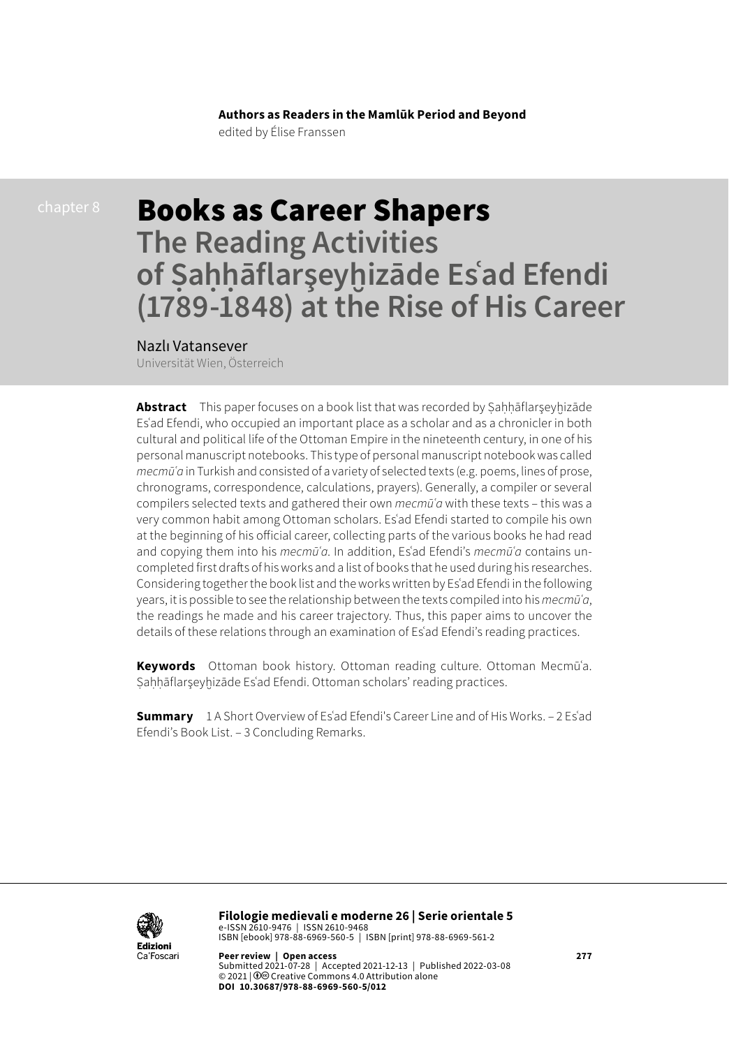**Authors as Readers in the Mamlūk Period and Beyond**
edited by Élise Franssen

chapter 8

# Books as Career Shapers
## The Reading Activities of Ṣaḥḥāflarşeyḫizāde Esʿad Efendi (1789-1848) at the Rise of His Career

Nazlı Vatansever
Universität Wien, Österreich

**Abstract** This paper focuses on a book list that was recorded by Ṣaḥḥāflarşeyḫizāde Esʿad Efendi, who occupied an important place as a scholar and as a chronicler in both cultural and political life of the Ottoman Empire in the nineteenth century, in one of his personal manuscript notebooks. This type of personal manuscript notebook was called *mecmūʿa* in Turkish and consisted of a variety of selected texts (e.g. poems, lines of prose, chronograms, correspondence, calculations, prayers). Generally, a compiler or several compilers selected texts and gathered their own *mecmūʿa* with these texts – this was a very common habit among Ottoman scholars. Esʿad Efendi started to compile his own at the beginning of his official career, collecting parts of the various books he had read and copying them into his *mecmūʿa*. In addition, Esʿad Efendi's *mecmūʿa* contains uncompleted first drafts of his works and a list of books that he used during his researches. Considering together the book list and the works written by Esʿad Efendi in the following years, it is possible to see the relationship between the texts compiled into his *mecmūʿa*, the readings he made and his career trajectory. Thus, this paper aims to uncover the details of these relations through an examination of Esʿad Efendi's reading practices.

**Keywords** Ottoman book history. Ottoman reading culture. Ottoman Mecmūʿa. Ṣaḥḥāflarşeyḫizāde Esʿad Efendi. Ottoman scholars' reading practices.

**Summary** 1 A Short Overview of Esʿad Efendi's Career Line and of His Works. – 2 Esʿad Efendi's Book List. – 3 Concluding Remarks.

**Filologie medievali e moderne 26 | Serie orientale 5**
e-ISSN 2610-9476 | ISSN 2610-9468
ISBN [ebook] 978-88-6969-560-5 | ISBN [print] 978-88-6969-561-2

**Peer review | Open access**
Submitted 2021-07-28 | Accepted 2021-12-13 | Published 2022-03-08
© 2021 | Creative Commons 4.0 Attribution alone
**DOI 10.30687/978-88-6969-560-5/012**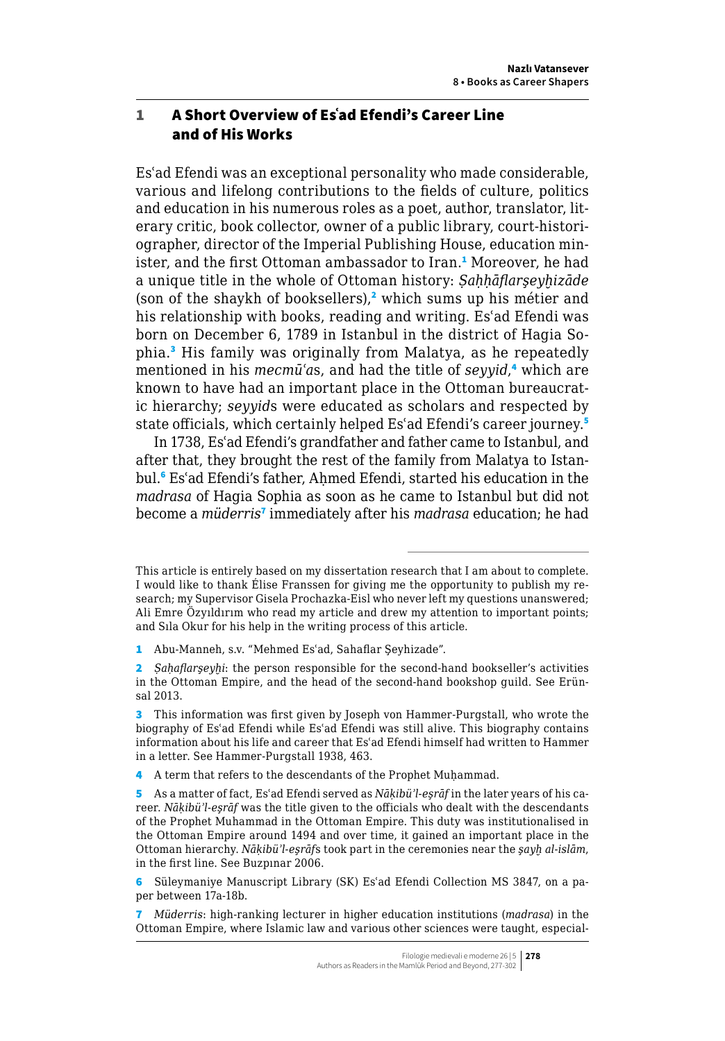## 1 A Short Overview of Esʿad Efendi's Career Line and of His Works

Esʿad Efendi was an exceptional personality who made considerable, various and lifelong contributions to the fields of culture, politics and education in his numerous roles as a poet, author, translator, literary critic, book collector, owner of a public library, court-historiographer, director of the Imperial Publishing House, education minister, and the first Ottoman ambassador to Iran.[1] Moreover, he had a unique title in the whole of Ottoman history: *Ṣaḥḥāflarşeyḫizāde* (son of the shaykh of booksellers),[2] which sums up his métier and his relationship with books, reading and writing. Esʿad Efendi was born on December 6, 1789 in Istanbul in the district of Hagia Sophia.[3] His family was originally from Malatya, as he repeatedly mentioned in his *mecmūʿa*s, and had the title of *seyyid*,[4] which are known to have had an important place in the Ottoman bureaucratic hierarchy; *seyyid*s were educated as scholars and respected by state officials, which certainly helped Esʿad Efendi's career journey.[5]

In 1738, Esʿad Efendi's grandfather and father came to Istanbul, and after that, they brought the rest of the family from Malatya to Istanbul.[6] Esʿad Efendi's father, Aḥmed Efendi, started his education in the *madrasa* of Hagia Sophia as soon as he came to Istanbul but did not become a *müderris*[7] immediately after his *madrasa* education; he had

---

This article is entirely based on my dissertation research that I am about to complete. I would like to thank Élise Franssen for giving me the opportunity to publish my research; my Supervisor Gisela Prochazka-Eisl who never left my questions unanswered; Ali Emre Özyıldırım who read my article and drew my attention to important points; and Sıla Okur for his help in the writing process of this article.

1 Abu-Manneh, s.v. "Mehmed Esʿad, Sahaflar Şeyhizade".

2 *Ṣaḥaflarşeyḫi*: the person responsible for the second-hand bookseller's activities in the Ottoman Empire, and the head of the second-hand bookshop guild. See Erünsal 2013.

3 This information was first given by Joseph von Hammer-Purgstall, who wrote the biography of Esʿad Efendi while Esʿad Efendi was still alive. This biography contains information about his life and career that Esʿad Efendi himself had written to Hammer in a letter. See Hammer-Purgstall 1938, 463.

4 A term that refers to the descendants of the Prophet Muḥammad.

5 As a matter of fact, Esʿad Efendi served as *Nāḳibü'l-eşrāf* in the later years of his career. *Nāḳibü'l-eşrāf* was the title given to the officials who dealt with the descendants of the Prophet Muhammad in the Ottoman Empire. This duty was institutionalised in the Ottoman Empire around 1494 and over time, it gained an important place in the Ottoman hierarchy. *Nāḳibü'l-eşrāf*s took part in the ceremonies near the *şayḫ al-islām*, in the first line. See Buzpınar 2006.

6 Süleymaniye Manuscript Library (SK) Esʿad Efendi Collection MS 3847, on a paper between 17a-18b.

7 *Müderris*: high-ranking lecturer in higher education institutions (*madrasa*) in the Ottoman Empire, where Islamic law and various other sciences were taught, especial-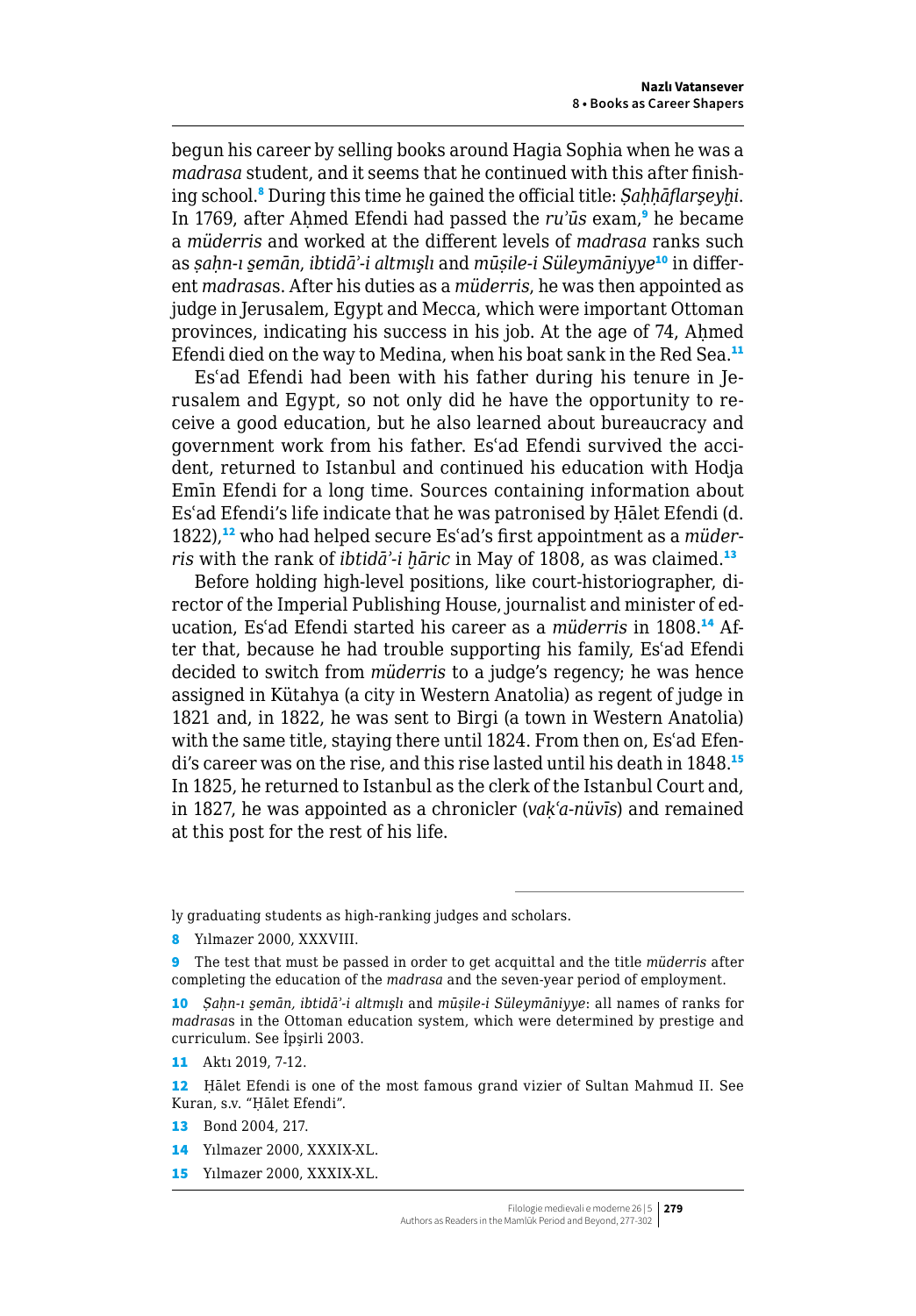begun his career by selling books around Hagia Sophia when he was a *madrasa* student, and it seems that he continued with this after finishing school.[8] During this time he gained the official title: *Ṣaḥḥāflarşeyḫi*. In 1769, after Aḥmed Efendi had passed the *ruʾūs* exam,[9] he became a *müderris* and worked at the different levels of *madrasa* ranks such as *ṣaḥn-ı s̱emān*, *ibtidāʾ-i altmışlı* and *mūṣile-i Süleymāniyye*[10] in different *madrasa*s. After his duties as a *müderris*, he was then appointed as judge in Jerusalem, Egypt and Mecca, which were important Ottoman provinces, indicating his success in his job. At the age of 74, Aḥmed Efendi died on the way to Medina, when his boat sank in the Red Sea.[11]

Esʿad Efendi had been with his father during his tenure in Jerusalem and Egypt, so not only did he have the opportunity to receive a good education, but he also learned about bureaucracy and government work from his father. Esʿad Efendi survived the accident, returned to Istanbul and continued his education with Hodja Emīn Efendi for a long time. Sources containing information about Esʿad Efendi's life indicate that he was patronised by Ḥālet Efendi (d. 1822),[12] who had helped secure Esʿad's first appointment as a *müderris* with the rank of *ibtidāʾ-i ḫāric* in May of 1808, as was claimed.[13]

Before holding high-level positions, like court-historiographer, director of the Imperial Publishing House, journalist and minister of education, Esʿad Efendi started his career as a *müderris* in 1808.[14] After that, because he had trouble supporting his family, Esʿad Efendi decided to switch from *müderris* to a judge's regency; he was hence assigned in Kütahya (a city in Western Anatolia) as regent of judge in 1821 and, in 1822, he was sent to Birgi (a town in Western Anatolia) with the same title, staying there until 1824. From then on, Esʿad Efendi's career was on the rise, and this rise lasted until his death in 1848.[15] In 1825, he returned to Istanbul as the clerk of the Istanbul Court and, in 1827, he was appointed as a chronicler (*vaḳʿa-nüvīs*) and remained at this post for the rest of his life.

---

ly graduating students as high-ranking judges and scholars.

8 Yılmazer 2000, XXXVIII.

9 The test that must be passed in order to get acquittal and the title *müderris* after completing the education of the *madrasa* and the seven-year period of employment.

10 *Ṣaḥn-ı s̱emān, ibtidāʾ-i altmışlı* and *mūṣile-i Süleymāniyye*: all names of ranks for *madrasa*s in the Ottoman education system, which were determined by prestige and curriculum. See İpşirli 2003.

11 Aktı 2019, 7-12.

12 Ḥālet Efendi is one of the most famous grand vizier of Sultan Mahmud II. See Kuran, s.v. "Ḥālet Efendi".

13 Bond 2004, 217.

14 Yılmazer 2000, XXXIX-XL.

15 Yılmazer 2000, XXXIX-XL.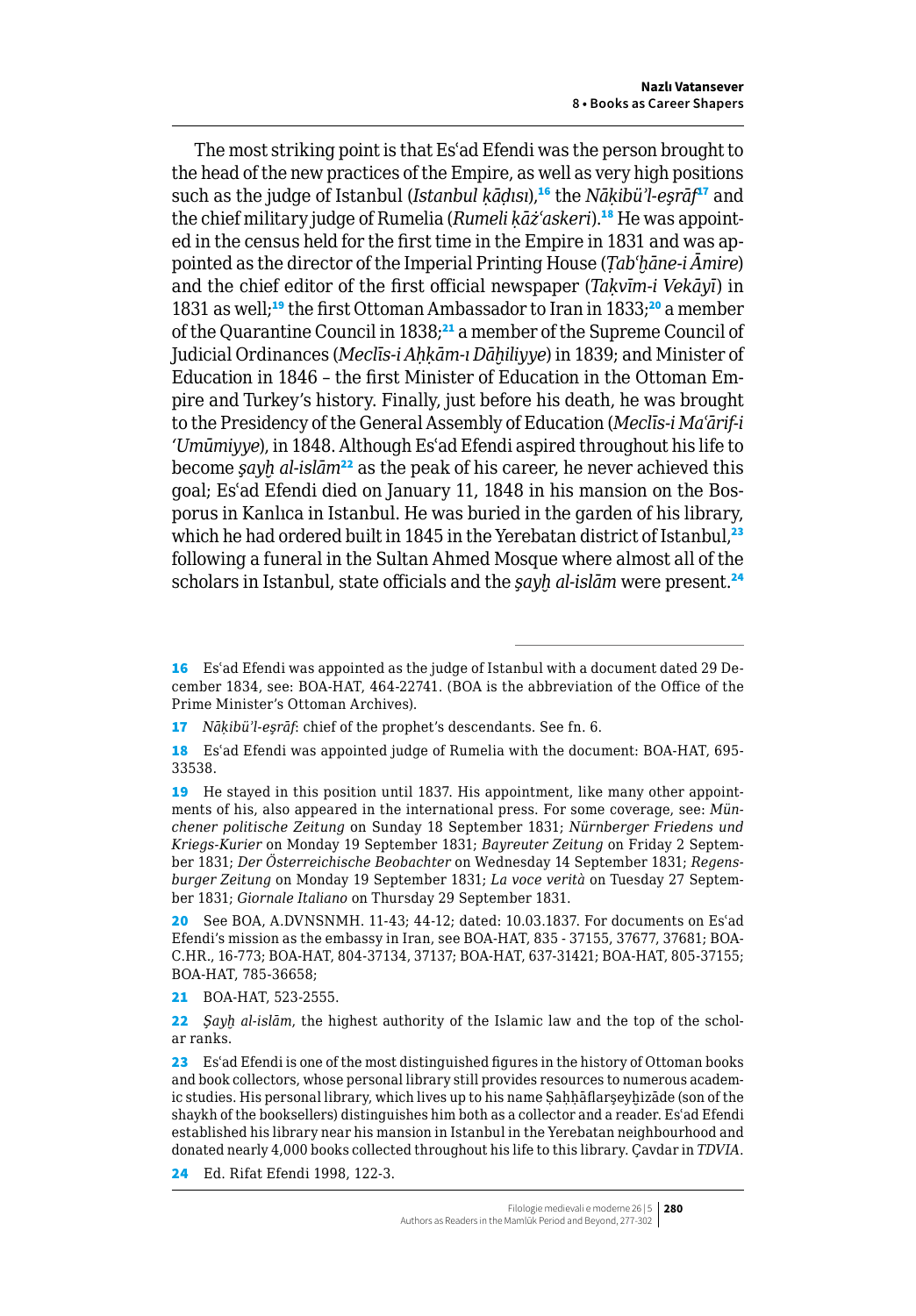The most striking point is that Esʿad Efendi was the person brought to the head of the new practices of the Empire, as well as very high positions such as the judge of Istanbul (*Istanbul ḳāḍısı*),[16] the *Nāḳibü'l-eşrāf*[17] and the chief military judge of Rumelia (*Rumeli ḳāżʿaskeri*).[18] He was appointed in the census held for the first time in the Empire in 1831 and was appointed as the director of the Imperial Printing House (*Ṭabʿḫāne-i Āmire*) and the chief editor of the first official newspaper (*Taḳvīm-i Vekāyī*) in 1831 as well;[19] the first Ottoman Ambassador to Iran in 1833;[20] a member of the Quarantine Council in 1838;[21] a member of the Supreme Council of Judicial Ordinances (*Meclīs-i Aḥḳām-ı Dāḫiliyye*) in 1839; and Minister of Education in 1846 – the first Minister of Education in the Ottoman Empire and Turkey's history. Finally, just before his death, he was brought to the Presidency of the General Assembly of Education (*Meclīs-i Maʿārif-i ʿUmūmiyye*), in 1848. Although Esʿad Efendi aspired throughout his life to become *şayḫ al-islām*[22] as the peak of his career, he never achieved this goal; Esʿad Efendi died on January 11, 1848 in his mansion on the Bosporus in Kanlıca in Istanbul. He was buried in the garden of his library, which he had ordered built in 1845 in the Yerebatan district of Istanbul,[23] following a funeral in the Sultan Ahmed Mosque where almost all of the scholars in Istanbul, state officials and the *şayḫ al-islām* were present.[24]

---

16 Esʿad Efendi was appointed as the judge of Istanbul with a document dated 29 December 1834, see: BOA-HAT, 464-22741. (BOA is the abbreviation of the Office of the Prime Minister's Ottoman Archives).

17 *Nāḳibü'l-eşrāf*: chief of the prophet's descendants. See fn. 6.

18 Esʿad Efendi was appointed judge of Rumelia with the document: BOA-HAT, 695-33538.

19 He stayed in this position until 1837. His appointment, like many other appointments of his, also appeared in the international press. For some coverage, see: *Münchener politische Zeitung* on Sunday 18 September 1831; *Nürnberger Friedens und Kriegs-Kurier* on Monday 19 September 1831; *Bayreuter Zeitung* on Friday 2 September 1831; *Der Österreichische Beobachter* on Wednesday 14 September 1831; *Regensburger Zeitung* on Monday 19 September 1831; *La voce verità* on Tuesday 27 September 1831; *Giornale Italiano* on Thursday 29 September 1831.

20 See BOA, A.DVNSNMH. 11-43; 44-12; dated: 10.03.1837. For documents on Esʿad Efendi's mission as the embassy in Iran, see BOA-HAT, 835 - 37155, 37677, 37681; BOA-C.HR., 16-773; BOA-HAT, 804-37134, 37137; BOA-HAT, 637-31421; BOA-HAT, 805-37155; BOA-HAT, 785-36658;

21 BOA-HAT, 523-2555.

22 *Şayḫ al-islām*, the highest authority of the Islamic law and the top of the scholar ranks.

23 Esʿad Efendi is one of the most distinguished figures in the history of Ottoman books and book collectors, whose personal library still provides resources to numerous academic studies. His personal library, which lives up to his name Ṣaḥḥāflarşeyḫizāde (son of the shaykh of the booksellers) distinguishes him both as a collector and a reader. Esʿad Efendi established his library near his mansion in Istanbul in the Yerebatan neighbourhood and donated nearly 4,000 books collected throughout his life to this library. Çavdar in *TDVIA*.

24 Ed. Rifat Efendi 1998, 122-3.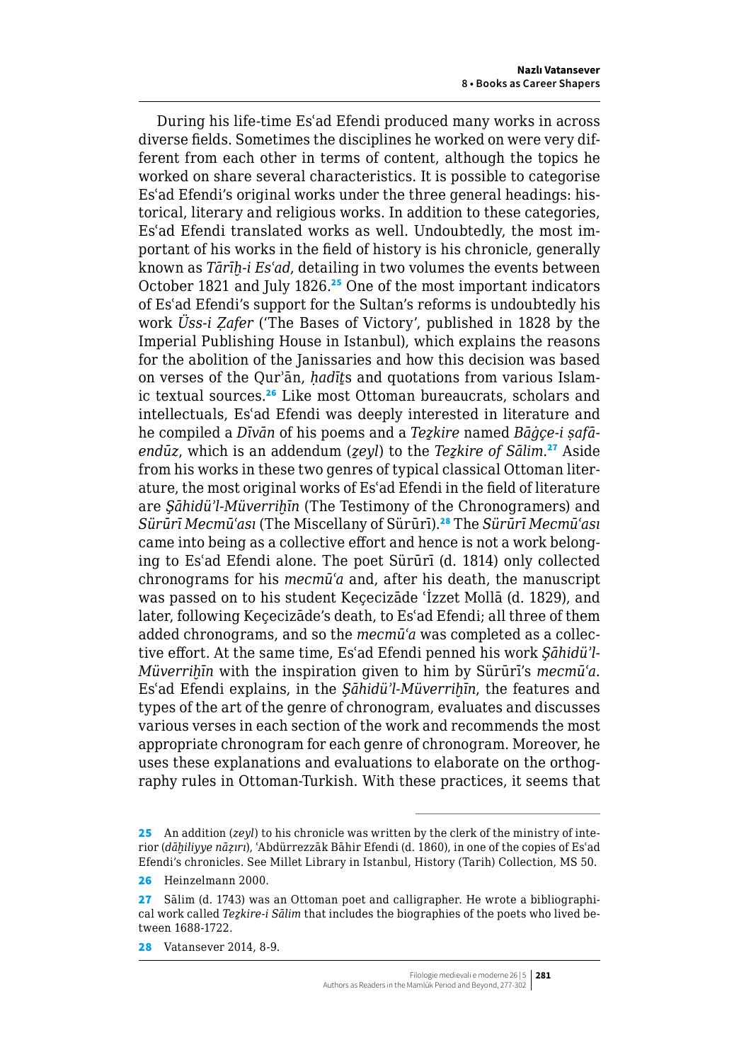During his life-time Esʿad Efendi produced many works in across diverse fields. Sometimes the disciplines he worked on were very different from each other in terms of content, although the topics he worked on share several characteristics. It is possible to categorise Esʿad Efendi's original works under the three general headings: historical, literary and religious works. In addition to these categories, Esʿad Efendi translated works as well. Undoubtedly, the most important of his works in the field of history is his chronicle, generally known as *Tārīḫ-i Esʿad*, detailing in two volumes the events between October 1821 and July 1826.[25] One of the most important indicators of Esʿad Efendi's support for the Sultan's reforms is undoubtedly his work *Üss-i Ẓafer* ('The Bases of Victory', published in 1828 by the Imperial Publishing House in Istanbul), which explains the reasons for the abolition of the Janissaries and how this decision was based on verses of the Qurʾān, *ḥadīṯ*s and quotations from various Islamic textual sources.[26] Like most Ottoman bureaucrats, scholars and intellectuals, Esʿad Efendi was deeply interested in literature and he compiled a *Dīvān* of his poems and a *Teẕkire* named *Bāġçe-i ṣafā-endūz*, which is an addendum (*ẕeyl*) to the *Teẕkire of Sālim*.[27] Aside from his works in these two genres of typical classical Ottoman literature, the most original works of Esʿad Efendi in the field of literature are *Şāhidü'l-Müverriḫīn* (The Testimony of the Chronogramers) and *Sürūrī Mecmūʿası* (The Miscellany of Sürūrī).[28] The *Sürūrī Mecmūʿası* came into being as a collective effort and hence is not a work belonging to Esʿad Efendi alone. The poet Sürūrī (d. 1814) only collected chronograms for his *mecmūʿa* and, after his death, the manuscript was passed on to his student Keçecizāde ʿİzzet Mollā (d. 1829), and later, following Keçecizāde's death, to Esʿad Efendi; all three of them added chronograms, and so the *mecmūʿa* was completed as a collective effort. At the same time, Esʿad Efendi penned his work *Şāhidü'l-Müverriḫīn* with the inspiration given to him by Sürūrī's *mecmūʿa*. Esʿad Efendi explains, in the *Şāhidü'l-Müverriḫīn*, the features and types of the art of the genre of chronogram, evaluates and discusses various verses in each section of the work and recommends the most appropriate chronogram for each genre of chronogram. Moreover, he uses these explanations and evaluations to elaborate on the orthography rules in Ottoman-Turkish. With these practices, it seems that

---

25 An addition (*zeyl*) to his chronicle was written by the clerk of the ministry of interior (*dāḫiliyye nāẓırı*), ʿAbdürrezzāk Bāhir Efendi (d. 1860), in one of the copies of Esʿad Efendi's chronicles. See Millet Library in Istanbul, History (Tarih) Collection, MS 50.

26 Heinzelmann 2000.

27 Sālim (d. 1743) was an Ottoman poet and calligrapher. He wrote a bibliographical work called *Teẕkire-i Sālim* that includes the biographies of the poets who lived between 1688-1722.

28 Vatansever 2014, 8-9.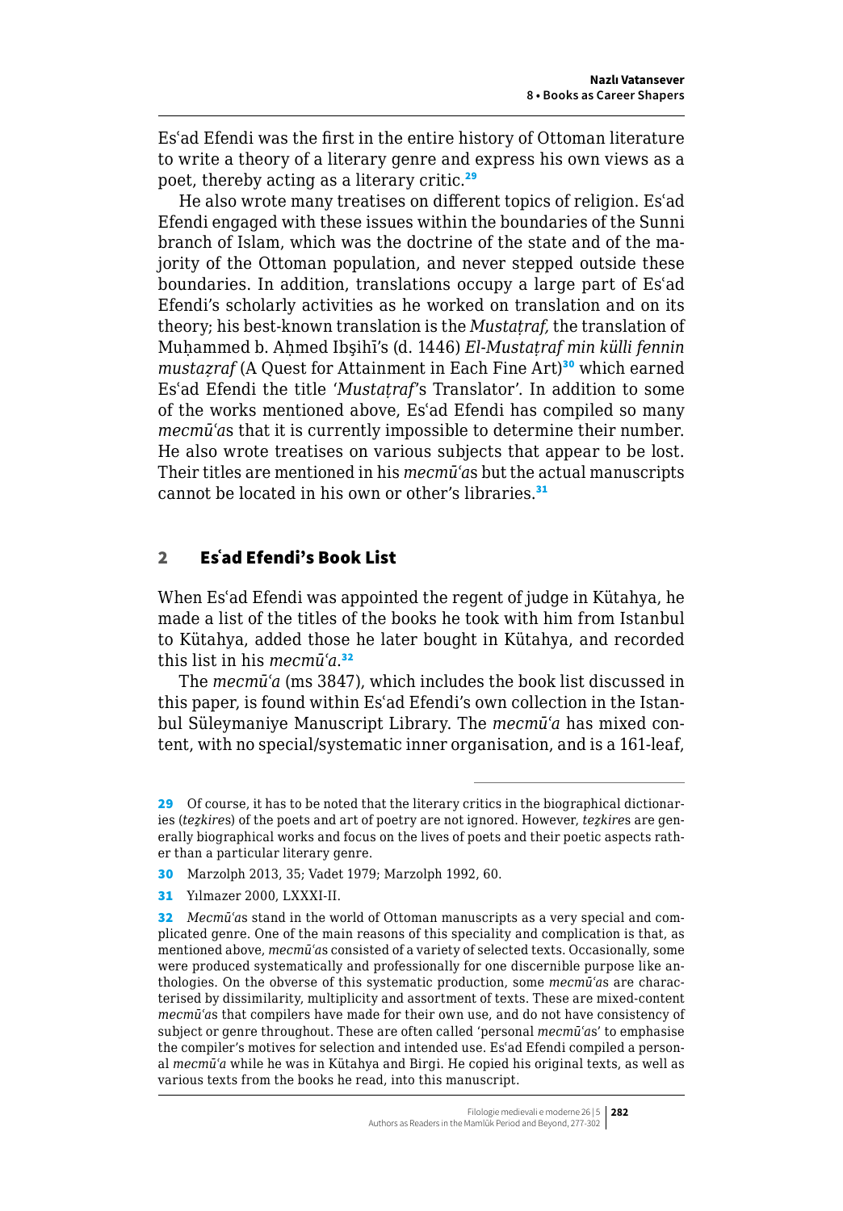Esʿad Efendi was the first in the entire history of Ottoman literature to write a theory of a literary genre and express his own views as a poet, thereby acting as a literary critic.[29]

He also wrote many treatises on different topics of religion. Esʿad Efendi engaged with these issues within the boundaries of the Sunni branch of Islam, which was the doctrine of the state and of the majority of the Ottoman population, and never stepped outside these boundaries. In addition, translations occupy a large part of Esʿad Efendi's scholarly activities as he worked on translation and on its theory; his best-known translation is the *Mustaṭraf,* the translation of Muḥammed b. Aḥmed Ibşihī's (d. 1446) *El-Mustaṭraf min külli fennin mustaẓraf* (A Quest for Attainment in Each Fine Art)[30] which earned Esʿad Efendi the title '*Mustaṭraf*'s Translator'. In addition to some of the works mentioned above, Esʿad Efendi has compiled so many *mecmūʿa*s that it is currently impossible to determine their number. He also wrote treatises on various subjects that appear to be lost. Their titles are mentioned in his *mecmūʿa*s but the actual manuscripts cannot be located in his own or other's libraries.[31]

## 2 Esʿad Efendi's Book List

When Esʿad Efendi was appointed the regent of judge in Kütahya, he made a list of the titles of the books he took with him from Istanbul to Kütahya, added those he later bought in Kütahya, and recorded this list in his *mecmūʿa*.[32]

The *mecmūʿa* (ms 3847), which includes the book list discussed in this paper, is found within Esʿad Efendi's own collection in the Istanbul Süleymaniye Manuscript Library. The *mecmūʿa* has mixed content, with no special/systematic inner organisation, and is a 161-leaf,

---

29 Of course, it has to be noted that the literary critics in the biographical dictionaries (*teẕkire*s) of the poets and art of poetry are not ignored. However, *teẕkire*s are generally biographical works and focus on the lives of poets and their poetic aspects rather than a particular literary genre.

30 Marzolph 2013, 35; Vadet 1979; Marzolph 1992, 60.

31 Yılmazer 2000, LXXXI-II.

32 *Mecmūʿa*s stand in the world of Ottoman manuscripts as a very special and complicated genre. One of the main reasons of this speciality and complication is that, as mentioned above, *mecmūʿa*s consisted of a variety of selected texts. Occasionally, some were produced systematically and professionally for one discernible purpose like anthologies. On the obverse of this systematic production, some *mecmūʿa*s are characterised by dissimilarity, multiplicity and assortment of texts. These are mixed-content *mecmūʿa*s that compilers have made for their own use, and do not have consistency of subject or genre throughout. These are often called 'personal *mecmūʿa*s' to emphasise the compiler's motives for selection and intended use. Esʿad Efendi compiled a personal *mecmūʿa* while he was in Kütahya and Birgi. He copied his original texts, as well as various texts from the books he read, into this manuscript.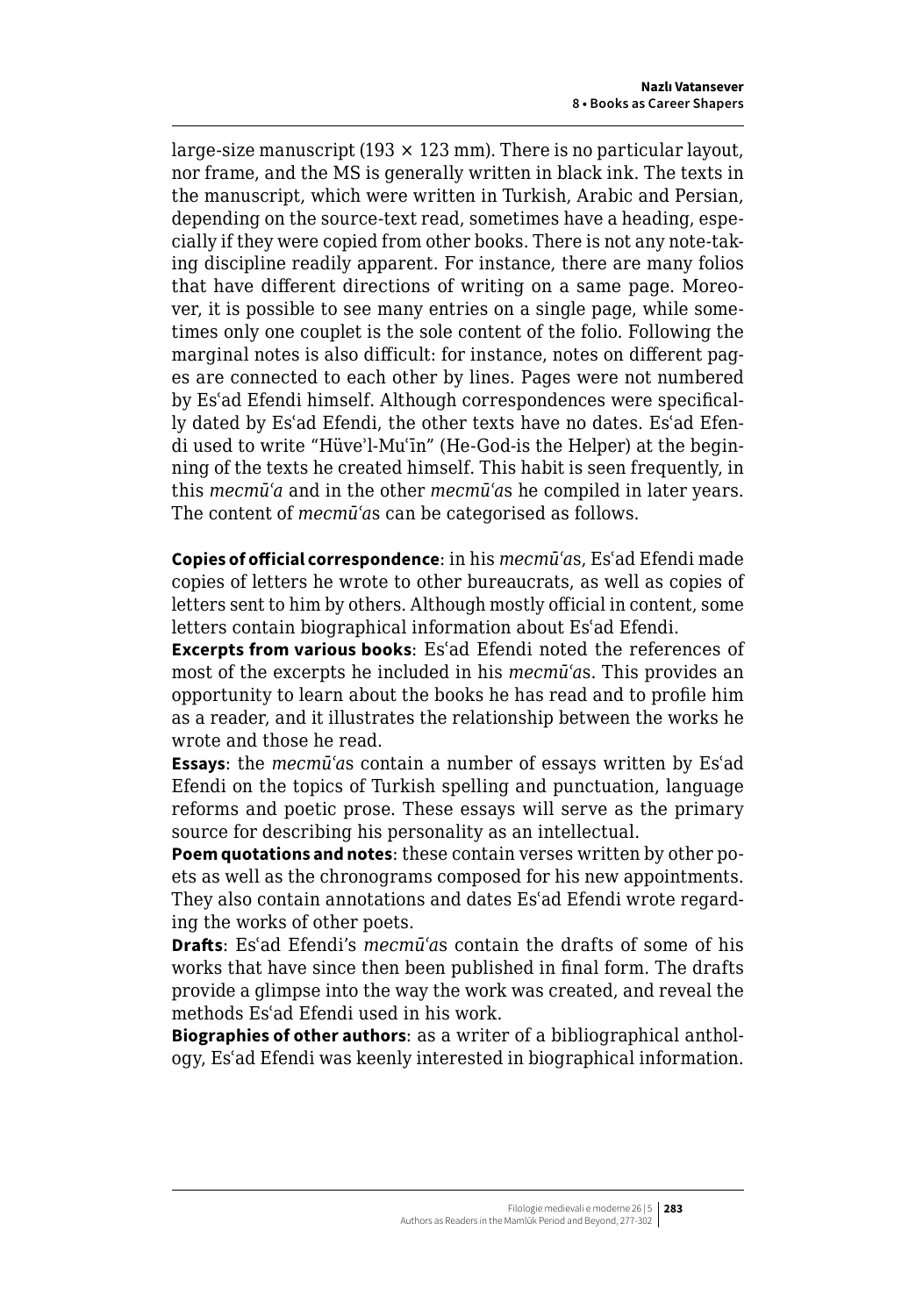large-size manuscript (193 × 123 mm). There is no particular layout, nor frame, and the MS is generally written in black ink. The texts in the manuscript, which were written in Turkish, Arabic and Persian, depending on the source-text read, sometimes have a heading, especially if they were copied from other books. There is not any note-taking discipline readily apparent. For instance, there are many folios that have different directions of writing on a same page. Moreover, it is possible to see many entries on a single page, while sometimes only one couplet is the sole content of the folio. Following the marginal notes is also difficult: for instance, notes on different pages are connected to each other by lines. Pages were not numbered by Esʿad Efendi himself. Although correspondences were specifically dated by Esʿad Efendi, the other texts have no dates. Esʿad Efendi used to write "Hüve'l-Muʿīn" (He-God-is the Helper) at the beginning of the texts he created himself. This habit is seen frequently, in this *mecmūʿa* and in the other *mecmūʿa*s he compiled in later years. The content of *mecmūʿa*s can be categorised as follows.

**Copies of official correspondence**: in his *mecmūʿa*s, Esʿad Efendi made copies of letters he wrote to other bureaucrats, as well as copies of letters sent to him by others. Although mostly official in content, some letters contain biographical information about Esʿad Efendi.

**Excerpts from various books**: Esʿad Efendi noted the references of most of the excerpts he included in his *mecmūʿa*s. This provides an opportunity to learn about the books he has read and to profile him as a reader, and it illustrates the relationship between the works he wrote and those he read.

**Essays**: the *mecmūʿa*s contain a number of essays written by Esʿad Efendi on the topics of Turkish spelling and punctuation, language reforms and poetic prose. These essays will serve as the primary source for describing his personality as an intellectual.

**Poem quotations and notes**: these contain verses written by other poets as well as the chronograms composed for his new appointments. They also contain annotations and dates Esʿad Efendi wrote regarding the works of other poets.

**Drafts**: Esʿad Efendi's *mecmūʿa*s contain the drafts of some of his works that have since then been published in final form. The drafts provide a glimpse into the way the work was created, and reveal the methods Esʿad Efendi used in his work.

**Biographies of other authors**: as a writer of a bibliographical anthology, Esʿad Efendi was keenly interested in biographical information.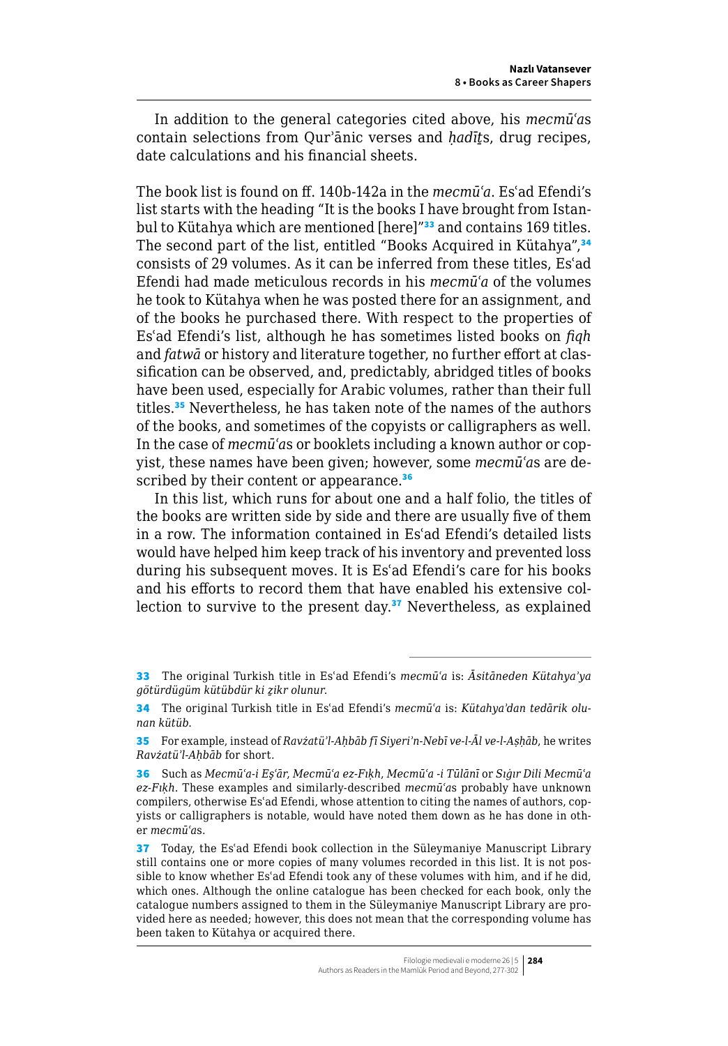In addition to the general categories cited above, his *mecmūʿa*s contain selections from Qurʾānic verses and *ḥadīṯ*s, drug recipes, date calculations and his financial sheets.

The book list is found on ff. 140b-142a in the *mecmūʿa*. Esʿad Efendi's list starts with the heading "It is the books I have brought from Istanbul to Kütahya which are mentioned [here]"[33] and contains 169 titles. The second part of the list, entitled "Books Acquired in Kütahya",[34] consists of 29 volumes. As it can be inferred from these titles, Esʿad Efendi had made meticulous records in his *mecmūʿa* of the volumes he took to Kütahya when he was posted there for an assignment, and of the books he purchased there. With respect to the properties of Esʿad Efendi's list, although he has sometimes listed books on *fiqh* and *fatwā* or history and literature together, no further effort at classification can be observed, and, predictably, abridged titles of books have been used, especially for Arabic volumes, rather than their full titles.[35] Nevertheless, he has taken note of the names of the authors of the books, and sometimes of the copyists or calligraphers as well. In the case of *mecmūʿa*s or booklets including a known author or copyist, these names have been given; however, some *mecmūʿa*s are described by their content or appearance.[36]

In this list, which runs for about one and a half folio, the titles of the books are written side by side and there are usually five of them in a row. The information contained in Esʿad Efendi's detailed lists would have helped him keep track of his inventory and prevented loss during his subsequent moves. It is Esʿad Efendi's care for his books and his efforts to record them that have enabled his extensive collection to survive to the present day.[37] Nevertheless, as explained

---

[33] The original Turkish title in Esʿad Efendi's *mecmūʿa* is: *Āsitāneden Kütahya'ya götürdügüm kütübdür ki ẕikr olunur.*

[34] The original Turkish title in Esʿad Efendi's *mecmūʿa* is: *Kütahya'dan tedārik olunan kütüb.*

[35] For example, instead of *Ravżatü'l-Aḥbāb fī Siyeri'n-Nebī ve-l-Āl ve-l-Aṣḥāb*, he writes *Ravżatü'l-Aḥbāb* for short.

[36] Such as *Mecmūʿa-i Eşʿār*, *Mecmūʿa ez-Fıḳh*, *Mecmūʿa -i Ṭūlānī* or *Sıġır Dili Mecmūʿa ez-Fıḳh*. These examples and similarly-described *mecmūʿa*s probably have unknown compilers, otherwise Esʿad Efendi, whose attention to citing the names of authors, copyists or calligraphers is notable, would have noted them down as he has done in other *mecmūʿa*s.

[37] Today, the Esʿad Efendi book collection in the Süleymaniye Manuscript Library still contains one or more copies of many volumes recorded in this list. It is not possible to know whether Esʿad Efendi took any of these volumes with him, and if he did, which ones. Although the online catalogue has been checked for each book, only the catalogue numbers assigned to them in the Süleymaniye Manuscript Library are provided here as needed; however, this does not mean that the corresponding volume has been taken to Kütahya or acquired there.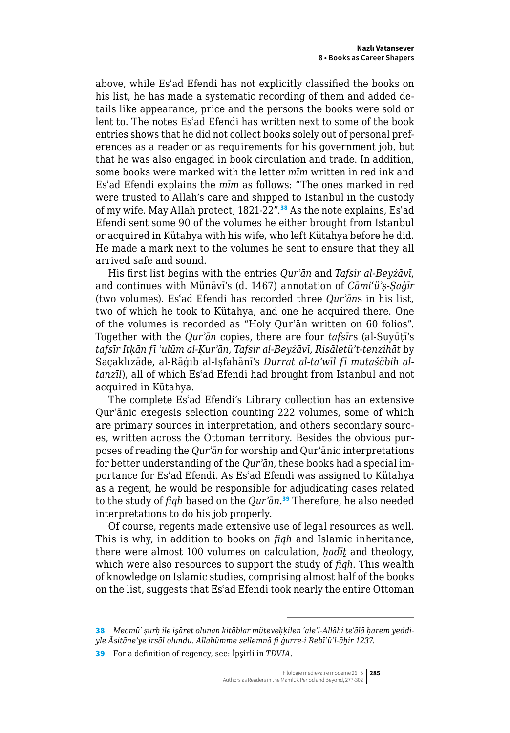above, while Esʿad Efendi has not explicitly classified the books on his list, he has made a systematic recording of them and added details like appearance, price and the persons the books were sold or lent to. The notes Esʿad Efendi has written next to some of the book entries shows that he did not collect books solely out of personal preferences as a reader or as requirements for his government job, but that he was also engaged in book circulation and trade. In addition, some books were marked with the letter *mīm* written in red ink and Esʿad Efendi explains the *mīm* as follows: "The ones marked in red were trusted to Allah's care and shipped to Istanbul in the custody of my wife. May Allah protect, 1821-22".[38] As the note explains, Esʿad Efendi sent some 90 of the volumes he either brought from Istanbul or acquired in Kütahya with his wife, who left Kütahya before he did. He made a mark next to the volumes he sent to ensure that they all arrived safe and sound.

His first list begins with the entries *Qurʾān* and *Tafsir al-Beyżāvī*, and continues with Münāvī's (d. 1467) annotation of *Cāmiʿü'ṣ-Ṣaġīr* (two volumes). Esʿad Efendi has recorded three *Qurʾān*s in his list, two of which he took to Kütahya, and one he acquired there. One of the volumes is recorded as "Holy Qurʾān written on 60 folios". Together with the *Qurʾān* copies, there are four *tafsīr*s (al-Suyūṭī's *tafsīr Itḳān fī ʿulūm al-Ḳurʾān*, *Tafsir al-Beyżāvī, Risāletü't-tenzihāt* by Saçaklızāde, al-Rāġib al-Iṣfahānī's *Durrat al-taʾwīl fī mutašābih al-tanzīl*), all of which Esʿad Efendi had brought from Istanbul and not acquired in Kütahya.

The complete Esʿad Efendi's Library collection has an extensive Qurʾānic exegesis selection counting 222 volumes, some of which are primary sources in interpretation, and others secondary sources, written across the Ottoman territory. Besides the obvious purposes of reading the *Qurʾān* for worship and Qurʾānic interpretations for better understanding of the *Qurʾān*, these books had a special importance for Esʿad Efendi. As Esʿad Efendi was assigned to Kütahya as a regent, he would be responsible for adjudicating cases related to the study of *fiqh* based on the *Qurʾān*.[39] Therefore, he also needed interpretations to do his job properly.

Of course, regents made extensive use of legal resources as well. This is why, in addition to books on *fiqh* and Islamic inheritance, there were almost 100 volumes on calculation, *ḥadīṯ* and theology, which were also resources to support the study of *fiqh*. This wealth of knowledge on Islamic studies, comprising almost half of the books on the list, suggests that Esʿad Efendi took nearly the entire Ottoman

---

38 *Mecmūʿ ṣurḫ ile işāret olunan kitāblar müteveḳḳilen ʿale'l-Allāhi teʿālā ḥarem yeddiyle Āsitāne'ye irsāl olundu. Allahümme sellemnā fi ġurre-i Rebīʿü'l-āḫir 1237.*

39 For a definition of regency, see: İpşirli in *TDVIA*.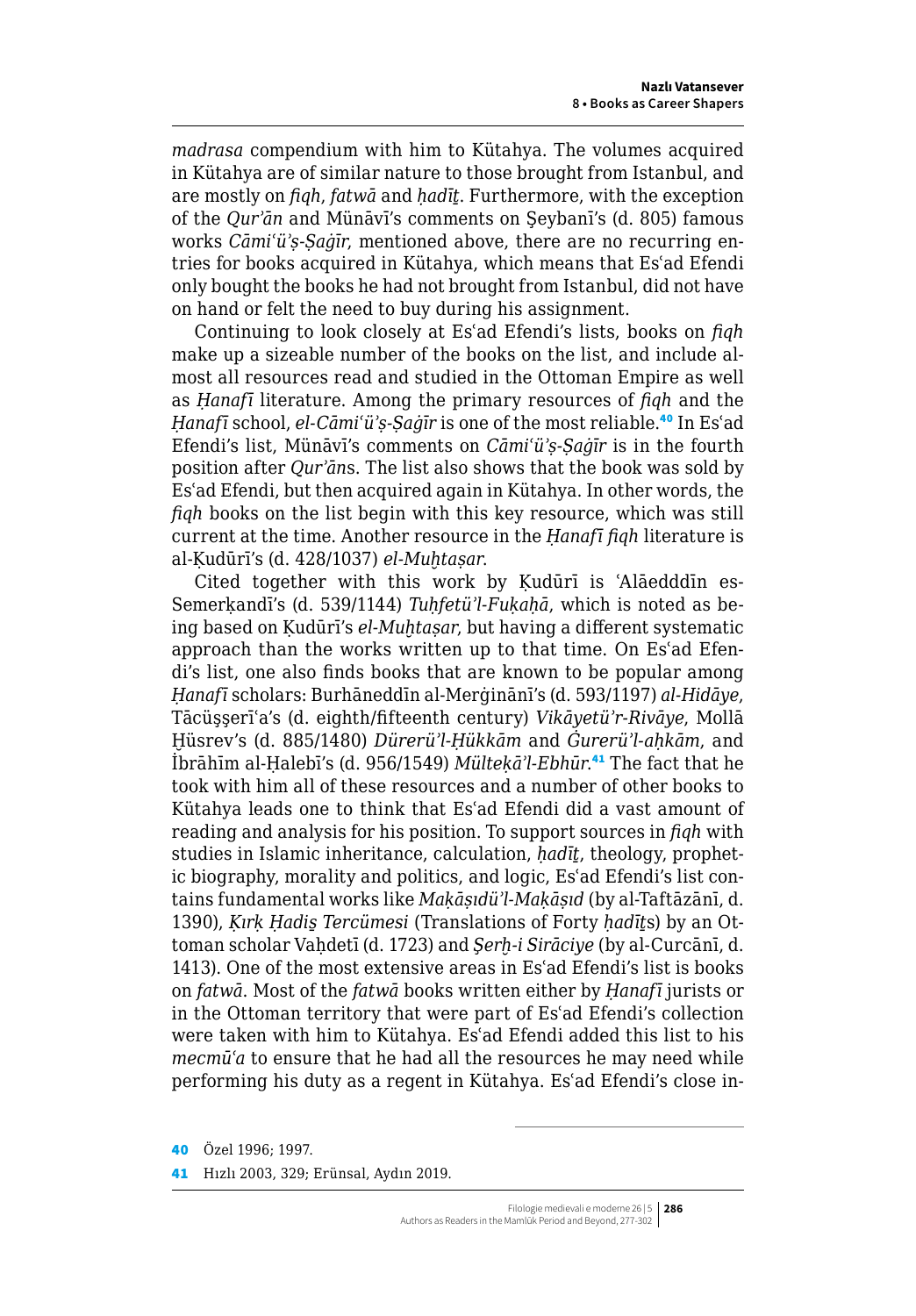*madrasa* compendium with him to Kütahya. The volumes acquired in Kütahya are of similar nature to those brought from Istanbul, and are mostly on *fiqh*, *fatwā* and *ḥadīṯ*. Furthermore, with the exception of the *Qur'ān* and Münāvī's comments on Şeybanī's (d. 805) famous works *Cāmiʿü'ṣ-Ṣaġīr*, mentioned above, there are no recurring entries for books acquired in Kütahya, which means that Esʿad Efendi only bought the books he had not brought from Istanbul, did not have on hand or felt the need to buy during his assignment.

Continuing to look closely at Esʿad Efendi's lists, books on *fiqh* make up a sizeable number of the books on the list, and include almost all resources read and studied in the Ottoman Empire as well as *Ḥanafī* literature. Among the primary resources of *fiqh* and the *Ḥanafī* school, *el-Cāmiʿü'ṣ-Ṣaġīr* is one of the most reliable.[40] In Esʿad Efendi's list, Münāvī's comments on *Cāmiʿü'ṣ-Ṣaġīr* is in the fourth position after *Qur'ān*s. The list also shows that the book was sold by Esʿad Efendi, but then acquired again in Kütahya. In other words, the *fiqh* books on the list begin with this key resource, which was still current at the time. Another resource in the *Ḥanafī fiqh* literature is al-Ḳudūrī's (d. 428/1037) *el-Muḫtaṣar*.

Cited together with this work by Ḳudūrī is ʿAlāedddīn es-Semerḳandī's (d. 539/1144) *Tuḥfetü'l-Fuḳahā*, which is noted as being based on Ḳudūrī's *el-Muḫtaṣar*, but having a different systematic approach than the works written up to that time. On Esʿad Efendi's list, one also finds books that are known to be popular among *Ḥanafī* scholars: Burhāneddīn al-Merġinānī's (d. 593/1197) *al-Hidāye*, Tācüşşerīʿa's (d. eighth/fifteenth century) *Vikāyetü'r-Rivāye*, Mollā Ḫüsrev's (d. 885/1480) *Dürerü'l-Ḥükkām* and *Ġurerü'l-aḥkām*, and İbrāhīm al-Ḥalebī's (d. 956/1549) *Mülteḳā'l-Ebhür*.[41] The fact that he took with him all of these resources and a number of other books to Kütahya leads one to think that Esʿad Efendi did a vast amount of reading and analysis for his position. To support sources in *fiqh* with studies in Islamic inheritance, calculation, *ḥadīṯ*, theology, prophetic biography, morality and politics, and logic, Esʿad Efendi's list contains fundamental works like *Maḳāṣıdü'l-Maḳāṣıd* (by al-Taftāzānī, d. 1390), *Ḳırḳ Ḥadiş Tercümesi* (Translations of Forty *ḥadīṯ*s) by an Ottoman scholar Vaḥdetī (d. 1723) and *Şerḥ-i Sirāciye* (by al-Curcānī, d. 1413). One of the most extensive areas in Esʿad Efendi's list is books on *fatwā*. Most of the *fatwā* books written either by *Ḥanafī* jurists or in the Ottoman territory that were part of Esʿad Efendi's collection were taken with him to Kütahya. Esʿad Efendi added this list to his *mecmūʿa* to ensure that he had all the resources he may need while performing his duty as a regent in Kütahya. Esʿad Efendi's close in-

---

40 Özel 1996; 1997.

41 Hızlı 2003, 329; Erünsal, Aydın 2019.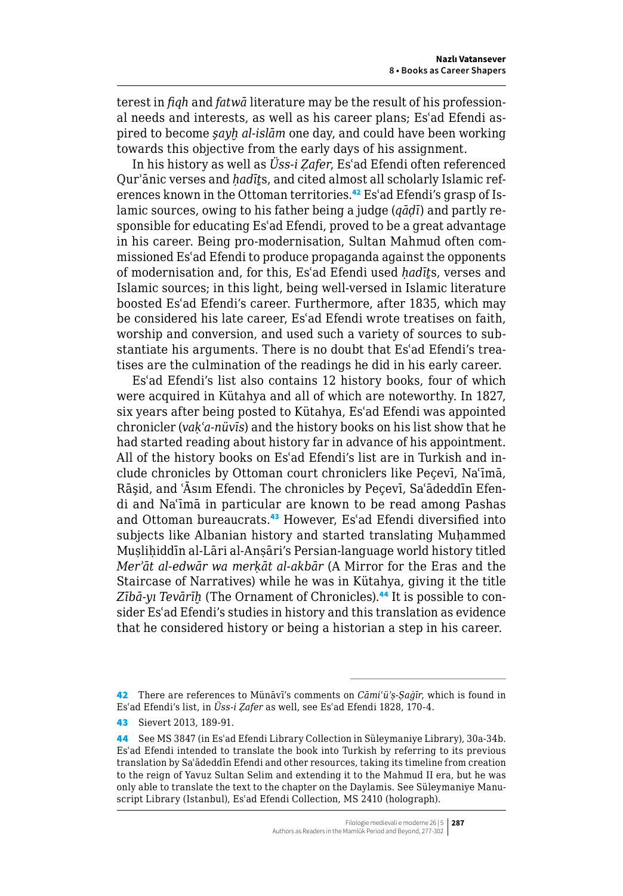terest in *fiqh* and *fatwā* literature may be the result of his professional needs and interests, as well as his career plans; Esʿad Efendi aspired to become *şayḫ al-islām* one day, and could have been working towards this objective from the early days of his assignment.

In his history as well as *Üss-i Ẓafer*, Esʿad Efendi often referenced Qurʾānic verses and *ḥadīṯ*s, and cited almost all scholarly Islamic references known in the Ottoman territories.[42] Esʿad Efendi's grasp of Islamic sources, owing to his father being a judge (*qāḍī*) and partly responsible for educating Esʿad Efendi, proved to be a great advantage in his career. Being pro-modernisation, Sultan Mahmud often commissioned Esʿad Efendi to produce propaganda against the opponents of modernisation and, for this, Esʿad Efendi used *ḥadīṯ*s, verses and Islamic sources; in this light, being well-versed in Islamic literature boosted Esʿad Efendi's career. Furthermore, after 1835, which may be considered his late career, Esʿad Efendi wrote treatises on faith, worship and conversion, and used such a variety of sources to substantiate his arguments. There is no doubt that Esʿad Efendi's treatises are the culmination of the readings he did in his early career.

Esʿad Efendi's list also contains 12 history books, four of which were acquired in Kütahya and all of which are noteworthy. In 1827, six years after being posted to Kütahya, Esʿad Efendi was appointed chronicler (*vaḳʿa-nüvīs*) and the history books on his list show that he had started reading about history far in advance of his appointment. All of the history books on Esʿad Efendi's list are in Turkish and include chronicles by Ottoman court chroniclers like Peçevī, Naʿīmā, Rāşid, and ʿĀsım Efendi. The chronicles by Peçevī, Saʿādeddīn Efendi and Naʿīmā in particular are known to be read among Pashas and Ottoman bureaucrats.[43] However, Esʿad Efendi diversified into subjects like Albanian history and started translating Muḥammed Muṣliḥiddīn al-Lāri al-Anṣāri's Persian-language world history titled *Merʾāt al-edwār wa merḳāt al-akbār* (A Mirror for the Eras and the Staircase of Narratives) while he was in Kütahya, giving it the title *Zībā-yı Tevārīḫ* (The Ornament of Chronicles).[44] It is possible to consider Esʿad Efendi's studies in history and this translation as evidence that he considered history or being a historian a step in his career.

---

42 There are references to Münāvī's comments on *Cāmiʿü'ṣ-Ṣaġīr*, which is found in Esʿad Efendi's list, in *Üss-i Ẓafer* as well, see Esʿad Efendi 1828, 170-4.

43 Sievert 2013, 189-91.

44 See MS 3847 (in Esʿad Efendi Library Collection in Süleymaniye Library), 30a-34b. Esʿad Efendi intended to translate the book into Turkish by referring to its previous translation by Saʿādeddīn Efendi and other resources, taking its timeline from creation to the reign of Yavuz Sultan Selim and extending it to the Mahmud II era, but he was only able to translate the text to the chapter on the Daylamis. See Süleymaniye Manuscript Library (Istanbul), Esʿad Efendi Collection, MS 2410 (holograph).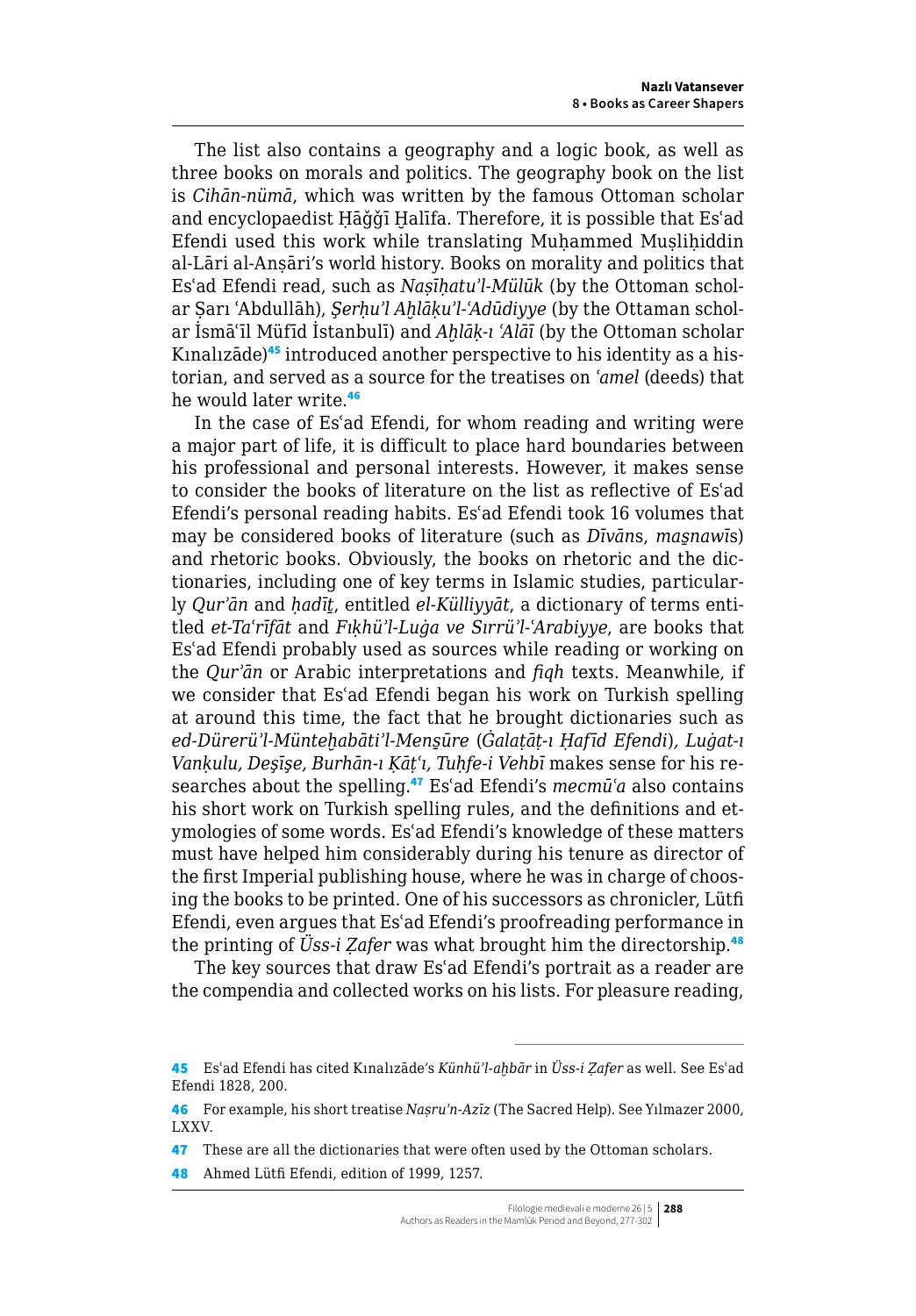The list also contains a geography and a logic book, as well as three books on morals and politics. The geography book on the list is *Cihān-nümā*, which was written by the famous Ottoman scholar and encyclopaedist Ḥāǧǧī Ḫalīfa. Therefore, it is possible that Esʿad Efendi used this work while translating Muḥammed Muṣliḥiddin al-Lāri al-Anṣāri's world history. Books on morality and politics that Esʿad Efendi read, such as *Naṣīḥatu'l-Mülūk* (by the Ottoman scholar Ṣarı ʿAbdullāh), *Şerḥu'l Aḫlāḳu'l-ʿAdūdiyye* (by the Ottaman scholar İsmāʿīl Müfīd İstanbulī) and *Aḫlāḳ-ı ʿAlāī* (by the Ottoman scholar Kınalızāde)[45] introduced another perspective to his identity as a historian, and served as a source for the treatises on *ʿamel* (deeds) that he would later write.[46]

In the case of Esʿad Efendi, for whom reading and writing were a major part of life, it is difficult to place hard boundaries between his professional and personal interests. However, it makes sense to consider the books of literature on the list as reflective of Esʿad Efendi's personal reading habits. Esʿad Efendi took 16 volumes that may be considered books of literature (such as *Dīvān*s, *maṣnawī*s) and rhetoric books. Obviously, the books on rhetoric and the dictionaries, including one of key terms in Islamic studies, particularly *Qur'ān* and *ḥadīṯ*, entitled *el-Külliyyāt*, a dictionary of terms entitled *et-Taʿrīfāt* and *Fıḳhü'l-Luġa ve Sırrü'l-ʿArabiyye*, are books that Esʿad Efendi probably used as sources while reading or working on the *Qur'ān* or Arabic interpretations and *fiqh* texts. Meanwhile, if we consider that Esʿad Efendi began his work on Turkish spelling at around this time, the fact that he brought dictionaries such as *ed-Dürerü'l-Münteḫabāti'l-Menṣūre* (*Ġalaṭāṭ-ı Ḥafīd Efendi*), *Luġat-ı Vanḳulu, Deşīşe, Burhān-ı Ḳāṭʿı, Tuḥfe-i Vehbī* makes sense for his researches about the spelling.[47] Esʿad Efendi's *mecmūʿa* also contains his short work on Turkish spelling rules, and the definitions and etymologies of some words. Esʿad Efendi's knowledge of these matters must have helped him considerably during his tenure as director of the first Imperial publishing house, where he was in charge of choosing the books to be printed. One of his successors as chronicler, Lütfi Efendi, even argues that Esʿad Efendi's proofreading performance in the printing of *Üss-i Ẓafer* was what brought him the directorship.[48]

The key sources that draw Esʿad Efendi's portrait as a reader are the compendia and collected works on his lists. For pleasure reading,

---

45 Esʿad Efendi has cited Kınalızāde's *Künhü'l-aḫbār* in *Üss-i Ẓafer* as well. See Esʿad Efendi 1828, 200.

46 For example, his short treatise *Naṣru'n-Azīz* (The Sacred Help). See Yılmazer 2000, LXXV.

47 These are all the dictionaries that were often used by the Ottoman scholars.

48 Ahmed Lütfi Efendi, edition of 1999, 1257.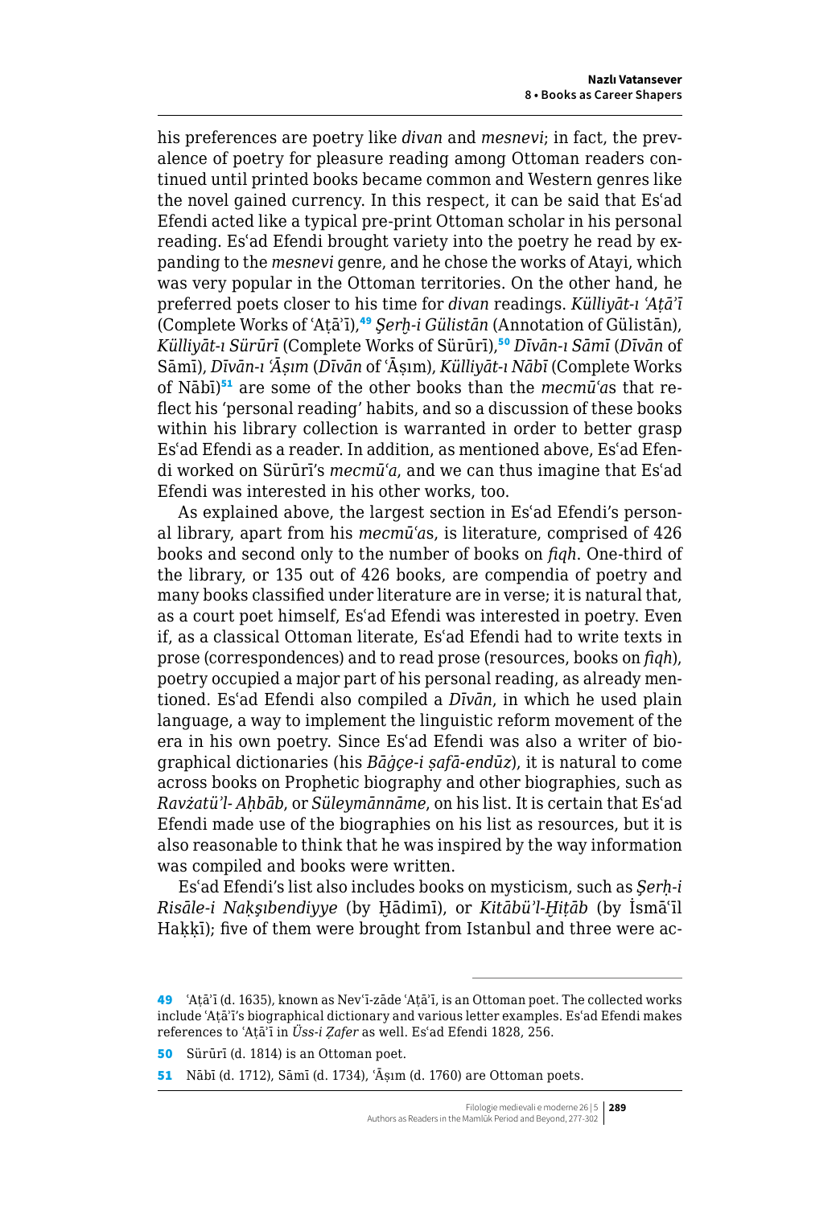his preferences are poetry like *divan* and *mesnevi*; in fact, the prevalence of poetry for pleasure reading among Ottoman readers continued until printed books became common and Western genres like the novel gained currency. In this respect, it can be said that Esʿad Efendi acted like a typical pre-print Ottoman scholar in his personal reading. Esʿad Efendi brought variety into the poetry he read by expanding to the *mesnevi* genre, and he chose the works of Atayi, which was very popular in the Ottoman territories. On the other hand, he preferred poets closer to his time for *divan* readings. *Külliyāt-ı ʿAṭā'ī* (Complete Works of ʿAṭā'ī),[49] *Şerḥ-i Gülistān* (Annotation of Gülistān), *Külliyāt-ı Sürūrī* (Complete Works of Sürūrī),[50] *Dīvān-ı Sāmī* (*Dīvān* of Sāmī), *Dīvān-ı ʿĀṣım* (*Dīvān* of ʿĀṣım), *Külliyāt-ı Nābī* (Complete Works of Nābī)[51] are some of the other books than the *mecmūʿa*s that reflect his 'personal reading' habits, and so a discussion of these books within his library collection is warranted in order to better grasp Esʿad Efendi as a reader. In addition, as mentioned above, Esʿad Efendi worked on Sürūrī's *mecmūʿa*, and we can thus imagine that Esʿad Efendi was interested in his other works, too.

As explained above, the largest section in Esʿad Efendi's personal library, apart from his *mecmūʿa*s, is literature, comprised of 426 books and second only to the number of books on *fiqh*. One-third of the library, or 135 out of 426 books, are compendia of poetry and many books classified under literature are in verse; it is natural that, as a court poet himself, Esʿad Efendi was interested in poetry. Even if, as a classical Ottoman literate, Esʿad Efendi had to write texts in prose (correspondences) and to read prose (resources, books on *fiqh*), poetry occupied a major part of his personal reading, as already mentioned. Esʿad Efendi also compiled a *Dīvān*, in which he used plain language, a way to implement the linguistic reform movement of the era in his own poetry. Since Esʿad Efendi was also a writer of biographical dictionaries (his *Bāġçe-i ṣafā-endūz*), it is natural to come across books on Prophetic biography and other biographies, such as *Ravżatü'l- Aḥbāb*, or *Süleymānnāme*, on his list. It is certain that Esʿad Efendi made use of the biographies on his list as resources, but it is also reasonable to think that he was inspired by the way information was compiled and books were written.

Esʿad Efendi's list also includes books on mysticism, such as *Şerḥ-i Risāle-i Nakşıbendiyye* (by Ḫādimī), or *Kitābü'l-Ḫiṭāb* (by İsmāʿīl Haḳḳī); five of them were brought from Istanbul and three were ac-

---

[49] ʿAṭā'ī (d. 1635), known as Nevʿī-zāde ʿAṭā'ī, is an Ottoman poet. The collected works include ʿAṭā'ī's biographical dictionary and various letter examples. Esʿad Efendi makes references to ʿAṭā'ī in *Üss-i Ẓafer* as well. Esʿad Efendi 1828, 256.

[50] Sürūrī (d. 1814) is an Ottoman poet.

[51] Nābī (d. 1712), Sāmī (d. 1734), ʿĀṣım (d. 1760) are Ottoman poets.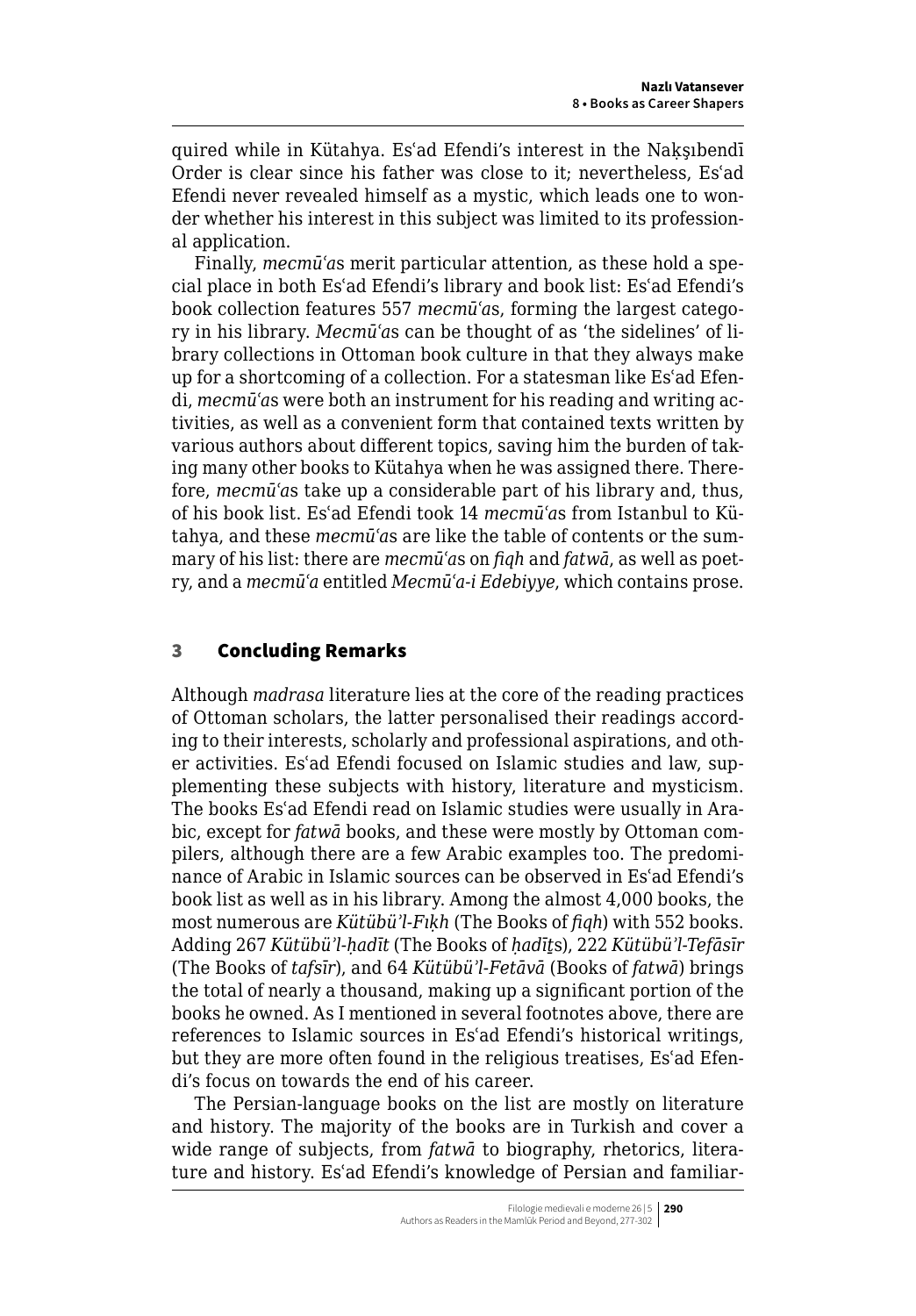quired while in Kütahya. Esʿad Efendi's interest in the Nakşıbendī Order is clear since his father was close to it; nevertheless, Esʿad Efendi never revealed himself as a mystic, which leads one to wonder whether his interest in this subject was limited to its professional application.

Finally, *mecmūʿa*s merit particular attention, as these hold a special place in both Esʿad Efendi's library and book list: Esʿad Efendi's book collection features 557 *mecmūʿa*s, forming the largest category in his library. *Mecmūʿa*s can be thought of as 'the sidelines' of library collections in Ottoman book culture in that they always make up for a shortcoming of a collection. For a statesman like Esʿad Efendi, *mecmūʿa*s were both an instrument for his reading and writing activities, as well as a convenient form that contained texts written by various authors about different topics, saving him the burden of taking many other books to Kütahya when he was assigned there. Therefore, *mecmūʿa*s take up a considerable part of his library and, thus, of his book list. Esʿad Efendi took 14 *mecmūʿa*s from Istanbul to Kütahya, and these *mecmūʿa*s are like the table of contents or the summary of his list: there are *mecmūʿa*s on *fiqh* and *fatwā*, as well as poetry, and a *mecmūʿa* entitled *Mecmūʿa-i Edebiyye*, which contains prose.

## 3 Concluding Remarks

Although *madrasa* literature lies at the core of the reading practices of Ottoman scholars, the latter personalised their readings according to their interests, scholarly and professional aspirations, and other activities. Esʿad Efendi focused on Islamic studies and law, supplementing these subjects with history, literature and mysticism. The books Esʿad Efendi read on Islamic studies were usually in Arabic, except for *fatwā* books, and these were mostly by Ottoman compilers, although there are a few Arabic examples too. The predominance of Arabic in Islamic sources can be observed in Esʿad Efendi's book list as well as in his library. Among the almost 4,000 books, the most numerous are *Kütübü'l-Fıḳh* (The Books of *fiqh*) with 552 books. Adding 267 *Kütübü'l-ḥadīt* (The Books of *ḥadīṯ*s), 222 *Kütübü'l-Tefāsīr* (The Books of *tafsīr*), and 64 *Kütübü'l-Fetāvā* (Books of *fatwā*) brings the total of nearly a thousand, making up a significant portion of the books he owned. As I mentioned in several footnotes above, there are references to Islamic sources in Esʿad Efendi's historical writings, but they are more often found in the religious treatises, Esʿad Efendi's focus on towards the end of his career.

The Persian-language books on the list are mostly on literature and history. The majority of the books are in Turkish and cover a wide range of subjects, from *fatwā* to biography, rhetorics, literature and history. Esʿad Efendi's knowledge of Persian and familiar-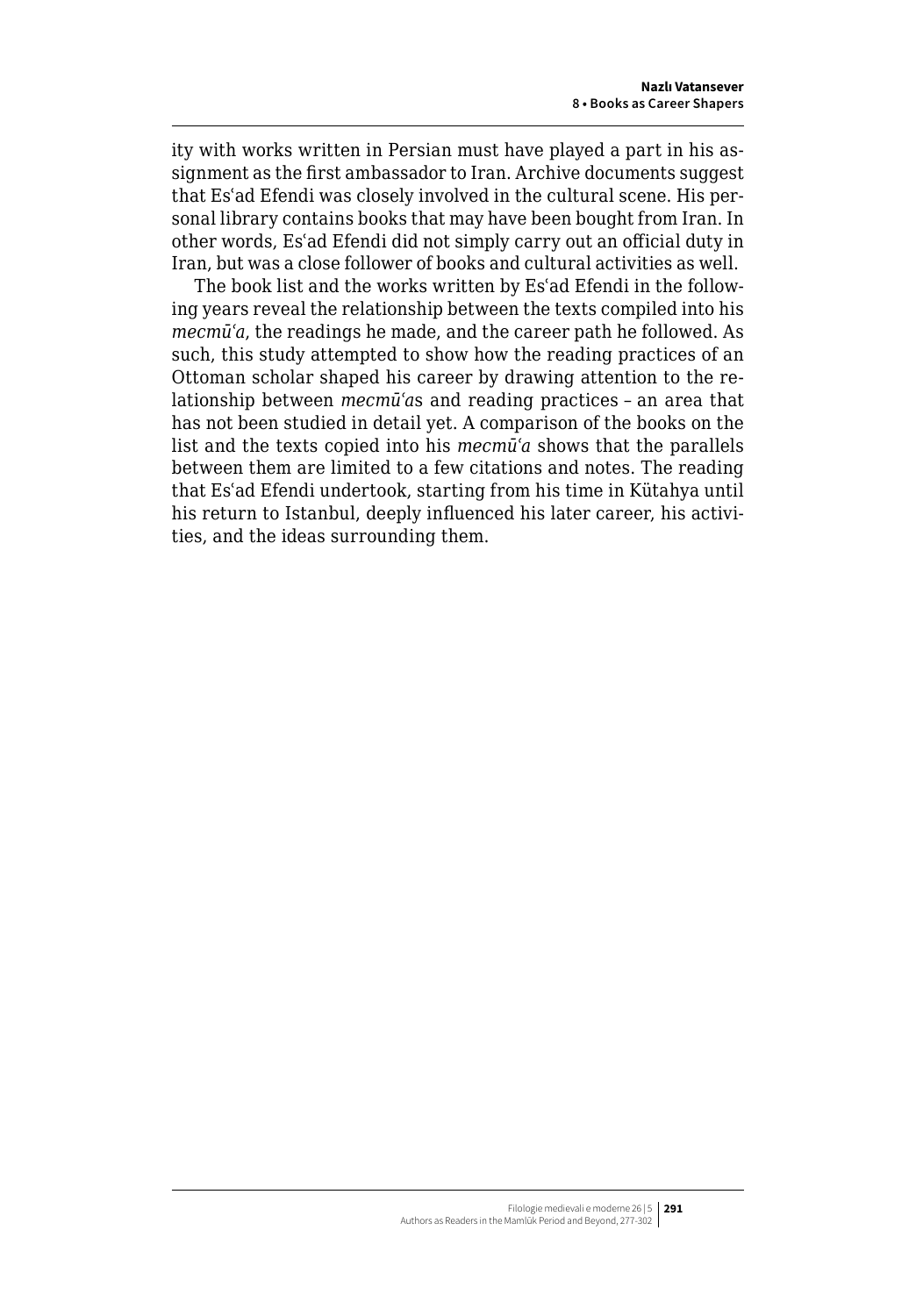ity with works written in Persian must have played a part in his assignment as the first ambassador to Iran. Archive documents suggest that Esʿad Efendi was closely involved in the cultural scene. His personal library contains books that may have been bought from Iran. In other words, Esʿad Efendi did not simply carry out an official duty in Iran, but was a close follower of books and cultural activities as well.

The book list and the works written by Esʿad Efendi in the following years reveal the relationship between the texts compiled into his *mecmūʿa*, the readings he made, and the career path he followed. As such, this study attempted to show how the reading practices of an Ottoman scholar shaped his career by drawing attention to the relationship between *mecmūʿa*s and reading practices – an area that has not been studied in detail yet. A comparison of the books on the list and the texts copied into his *mecmūʿa* shows that the parallels between them are limited to a few citations and notes. The reading that Esʿad Efendi undertook, starting from his time in Kütahya until his return to Istanbul, deeply influenced his later career, his activities, and the ideas surrounding them.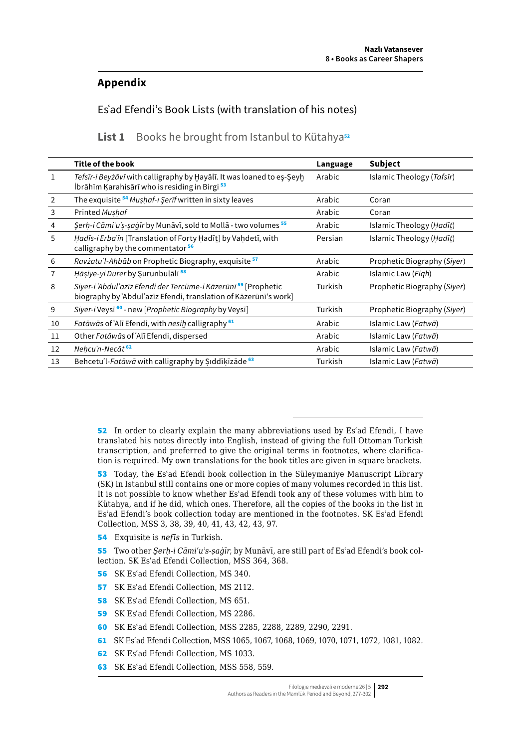## Appendix

### Esʿad Efendi's Book Lists (with translation of his notes)

#### List 1 Books he brought from Istanbul to Kütahya[52]

| | Title of the book | Language | Subject |
|---|---|---|---|
| 1 | *Tefsīr-i Beyżāvī* with calligraphy by Ḫayālī. It was loaned to eş-Şeyḫ İbrāhīm Ḳarahisārī who is residing in Birgi [53] | Arabic | Islamic Theology (*Tafsīr*) |
| 2 | The exquisite [54] *Muṣḥaf-ı Şerīf* written in sixty leaves | Arabic | Coran |
| 3 | Printed *Muṣḥaf* | Arabic | Coran |
| 4 | *Şerḥ-i Cāmiʿu'ṣ-ṣaġīr* by Munāvī, sold to Mollā - two volumes [55] | Arabic | Islamic Theology (*Ḥadīṯ*) |
| 5 | *Ḥadīs-i Erbaʿīn* [Translation of Forty Ḥadīṯ] by Vaḥdetī, with calligraphy by the commentator [56] | Persian | Islamic Theology (*Ḥadīṯ*) |
| 6 | *Ravżatu'l-Aḥbāb* on Prophetic Biography, exquisite [57] | Arabic | Prophetic Biography (*Siyer*) |
| 7 | *Ḥāşiye-yi Durer* by Şurunbulālī [58] | Arabic | Islamic Law (*Fiqh*) |
| 8 | *Siyer-i ʿAbdulʿazīz Efendi der Tercüme-i Kāzerūnī* [59] [Prophetic biography by ʿAbdulʿazīz Efendi, translation of Kāzerūnī's work] | Turkish | Prophetic Biography (*Siyer*) |
| 9 | *Siyer-i* Veysī [60] - new [*Prophetic Biography* by Veysī] | Turkish | Prophetic Biography (*Siyer*) |
| 10 | *Fatāwā*s of ʿAlī Efendi, with *nesiḫ* calligraphy [61] | Arabic | Islamic Law (*Fatwā*) |
| 11 | Other *Fatāwā*s of ʿAlī Efendi, dispersed | Arabic | Islamic Law (*Fatwā*) |
| 12 | *Neḥcu'n-Necāt* [62] | Arabic | Islamic Law (*Fatwā*) |
| 13 | Behcetu'l-*Fatāwā* with calligraphy by Ṣıddīḳīzāde [63] | Turkish | Islamic Law (*Fatwā*) |

52 In order to clearly explain the many abbreviations used by Esʿad Efendi, I have translated his notes directly into English, instead of giving the full Ottoman Turkish transcription, and preferred to give the original terms in footnotes, where clarification is required. My own translations for the book titles are given in square brackets.

53 Today, the Esʿad Efendi book collection in the Süleymaniye Manuscript Library (SK) in Istanbul still contains one or more copies of many volumes recorded in this list. It is not possible to know whether Esʿad Efendi took any of these volumes with him to Kütahya, and if he did, which ones. Therefore, all the copies of the books in the list in Esʿad Efendi's book collection today are mentioned in the footnotes. SK Esʿad Efendi Collection, MSS 3, 38, 39, 40, 41, 43, 42, 43, 97.

54 Exquisite is *nefīs* in Turkish.

55 Two other *Şerḥ-i Cāmiʿu'ṣ-ṣaġīr*, by Munāvī, are still part of Esʿad Efendi's book collection. SK Esʿad Efendi Collection, MSS 364, 368.

56 SK Esʿad Efendi Collection, MS 340.

57 SK Esʿad Efendi Collection, MS 2112.

58 SK Esʿad Efendi Collection, MS 651.

59 SK Esʿad Efendi Collection, MS 2286.

60 SK Esʿad Efendi Collection, MSS 2285, 2288, 2289, 2290, 2291.

61 SK Esʿad Efendi Collection, MSS 1065, 1067, 1068, 1069, 1070, 1071, 1072, 1081, 1082.

62 SK Esʿad Efendi Collection, MS 1033.

63 SK Esʿad Efendi Collection, MSS 558, 559.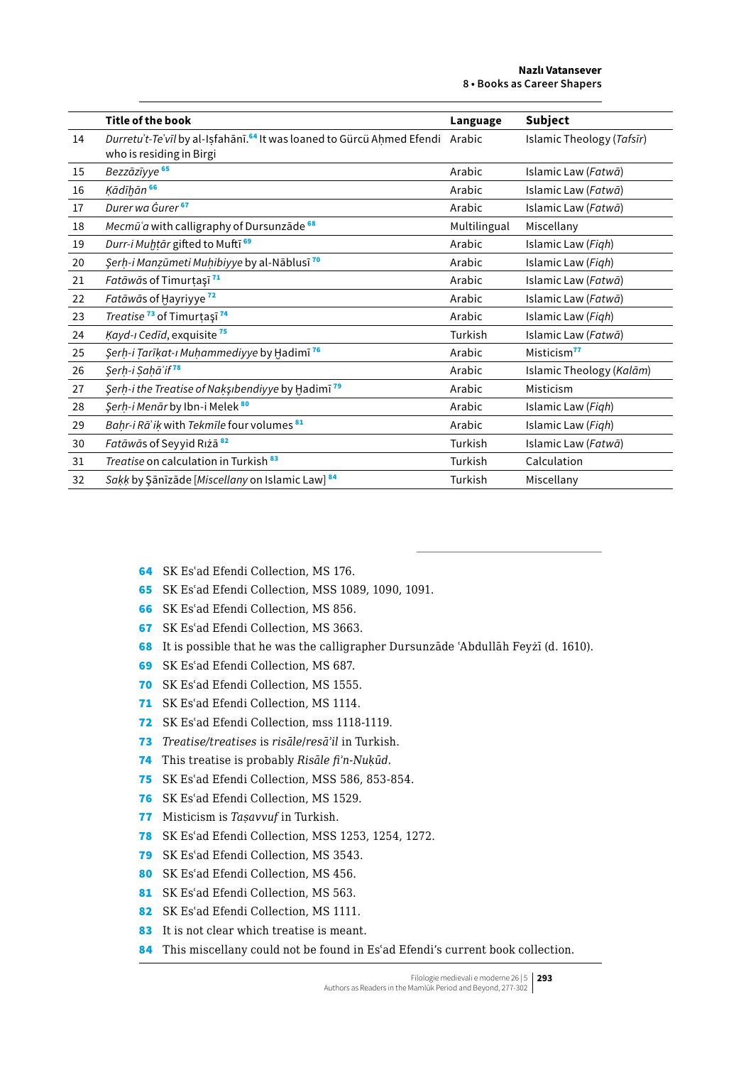| | Title of the book | Language | Subject |
|---|---|---|---|
| 14 | *Durretu't-Teʾvīl* by al-Iṣfahānī.[64] It was loaned to Gürcü Aḥmed Efendi who is residing in Birgi | Arabic | Islamic Theology (*Tafsīr*) |
| 15 | *Bezzāziyye* [65] | Arabic | Islamic Law (*Fatwā*) |
| 16 | *Ḳādīḫān* [66] | Arabic | Islamic Law (*Fatwā*) |
| 17 | *Durer wa Ġurer* [67] | Arabic | Islamic Law (*Fatwā*) |
| 18 | *Mecmūʿa* with calligraphy of Dursunzāde [68] | Multilingual | Miscellany |
| 19 | *Durr-i Muḫtār* gifted to Muftī [69] | Arabic | Islamic Law (*Fiqh*) |
| 20 | *Şerḥ-i Manẓūmeti Muḥibiyye* by al-Nāblusī [70] | Arabic | Islamic Law (*Fiqh*) |
| 21 | *Fatāwā*s of Timurṭaşī [71] | Arabic | Islamic Law (*Fatwā*) |
| 22 | *Fatāwā*s of Ḫayriyye [72] | Arabic | Islamic Law (*Fatwā*) |
| 23 | *Treatise* [73] of Timurṭaşī [74] | Arabic | Islamic Law (*Fiqh*) |
| 24 | *Ḳayd-ı Cedīd*, exquisite [75] | Turkish | Islamic Law (*Fatwā*) |
| 25 | *Şerḥ-i Ṭarīḳat-ı Muḥammediyye* by Ḫadimī [76] | Arabic | Misticism[77] |
| 26 | *Şerḥ-i Ṣaḥāʾif* [78] | Arabic | Islamic Theology (*Kalām*) |
| 27 | *Şerḥ-i the Treatise of Nakşıbendiyye* by Ḫadimī [79] | Arabic | Misticism |
| 28 | *Şerḥ-i Menār* by Ibn-i Melek [80] | Arabic | Islamic Law (*Fiqh*) |
| 29 | *Baḥr-i Rāʾiḳ* with *Tekmīle* four volumes [81] | Arabic | Islamic Law (*Fiqh*) |
| 30 | *Fatāwā*s of Seyyid Rıżā [82] | Turkish | Islamic Law (*Fatwā*) |
| 31 | *Treatise* on calculation in Turkish [83] | Turkish | Calculation |
| 32 | *Ṣakk* by Şānīzāde [*Miscellany* on Islamic Law] [84] | Turkish | Miscellany |

64 SK Esʿad Efendi Collection, MS 176.

65 SK Esʿad Efendi Collection, MSS 1089, 1090, 1091.

66 SK Esʿad Efendi Collection, MS 856.

67 SK Esʿad Efendi Collection, MS 3663.

68 It is possible that he was the calligrapher Dursunzāde ʿAbdullāh Feyżī (d. 1610).

69 SK Esʿad Efendi Collection, MS 687.

70 SK Esʿad Efendi Collection, MS 1555.

71 SK Esʿad Efendi Collection, MS 1114.

72 SK Esʿad Efendi Collection, mss 1118-1119.

73 *Treatise/treatises* is *risāle/resāʾil* in Turkish.

74 This treatise is probably *Risāle fi'n-Nuḳūd*.

75 SK Esʿad Efendi Collection, MSS 586, 853-854.

76 SK Esʿad Efendi Collection, MS 1529.

77 Misticism is *Taṣavvuf* in Turkish.

78 SK Esʿad Efendi Collection, MSS 1253, 1254, 1272.

79 SK Esʿad Efendi Collection, MS 3543.

80 SK Esʿad Efendi Collection, MS 456.

81 SK Esʿad Efendi Collection, MS 563.

82 SK Esʿad Efendi Collection, MS 1111.

83 It is not clear which treatise is meant.

84 This miscellany could not be found in Esʿad Efendi's current book collection.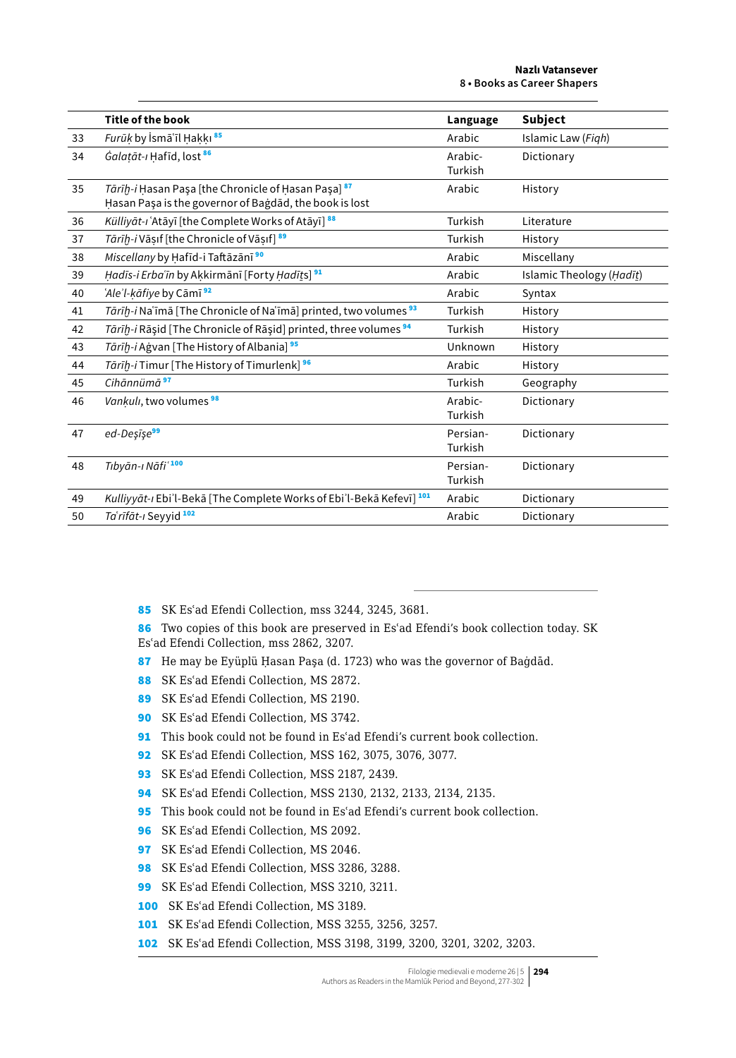|  | Title of the book | Language | Subject |
|---|---|---|---|
| 33 | *Furūḳ* by İsmāʿīl Ḥaḳḳı [85] | Arabic | Islamic Law (*Fiqh*) |
| 34 | *Ġalaṭāt-ı* Ḥafīd, lost [86] | Arabic-Turkish | Dictionary |
| 35 | *Tārīḫ-i* Ḥasan Paşa [the Chronicle of Ḥasan Paşa] [87] Ḥasan Paşa is the governor of Baġdād, the book is lost | Arabic | History |
| 36 | *Külliyāt-ı* ʿAṭāyī [the Complete Works of Atāyī] [88] | Turkish | Literature |
| 37 | *Tārīḫ-i* Vāṣıf [the Chronicle of Vāṣıf] [89] | Turkish | History |
| 38 | *Miscellany* by Ḥafīd-i Taftāzānī [90] | Arabic | Miscellany |
| 39 | *Ḥadīs-i Erbaʿīn* by Aḳkirmānī [Forty *Ḥadīṯ*s] [91] | Arabic | Islamic Theology (*Ḥadīṯ*) |
| 40 | *ʿAleʾl-ḳāfiye* by Cāmī [92] | Arabic | Syntax |
| 41 | *Tārīḫ-i* Naʿīmā [The Chronicle of Naʿīmā] printed, two volumes [93] | Turkish | History |
| 42 | *Tārīḫ-i* Rāşid [The Chronicle of Rāşid] printed, three volumes [94] | Turkish | History |
| 43 | *Tārīḫ-i* Aġvan [The History of Albania] [95] | Unknown | History |
| 44 | *Tārīḫ-i* Timur [The History of Timurlenk] [96] | Arabic | History |
| 45 | *Cihānnümā* [97] | Turkish | Geography |
| 46 | *Vanḳulı*, two volumes [98] | Arabic-Turkish | Dictionary |
| 47 | *ed-Deşīşe*[99] | Persian-Turkish | Dictionary |
| 48 | *Tıbyān-ı Nāfiʿ* [100] | Persian-Turkish | Dictionary |
| 49 | *Kulliyyāt-ı* Ebiʾl-Bekā [The Complete Works of Ebiʾl-Bekā Kefevī] [101] | Arabic | Dictionary |
| 50 | *Taʿrīfāt-ı* Seyyid [102] | Arabic | Dictionary |

85 SK Esʿad Efendi Collection, mss 3244, 3245, 3681.

86 Two copies of this book are preserved in Esʿad Efendi's book collection today. SK Esʿad Efendi Collection, mss 2862, 3207.

87 He may be Eyüplü Ḥasan Paşa (d. 1723) who was the governor of Baġdād.

88 SK Esʿad Efendi Collection, MS 2872.

89 SK Esʿad Efendi Collection, MS 2190.

90 SK Esʿad Efendi Collection, MS 3742.

91 This book could not be found in Esʿad Efendi's current book collection.

92 SK Esʿad Efendi Collection, MSS 162, 3075, 3076, 3077.

93 SK Esʿad Efendi Collection, MSS 2187, 2439.

94 SK Esʿad Efendi Collection, MSS 2130, 2132, 2133, 2134, 2135.

95 This book could not be found in Esʿad Efendi's current book collection.

96 SK Esʿad Efendi Collection, MS 2092.

97 SK Esʿad Efendi Collection, MS 2046.

98 SK Esʿad Efendi Collection, MSS 3286, 3288.

99 SK Esʿad Efendi Collection, MSS 3210, 3211.

100 SK Esʿad Efendi Collection, MS 3189.

101 SK Esʿad Efendi Collection, MSS 3255, 3256, 3257.

102 SK Esʿad Efendi Collection, MSS 3198, 3199, 3200, 3201, 3202, 3203.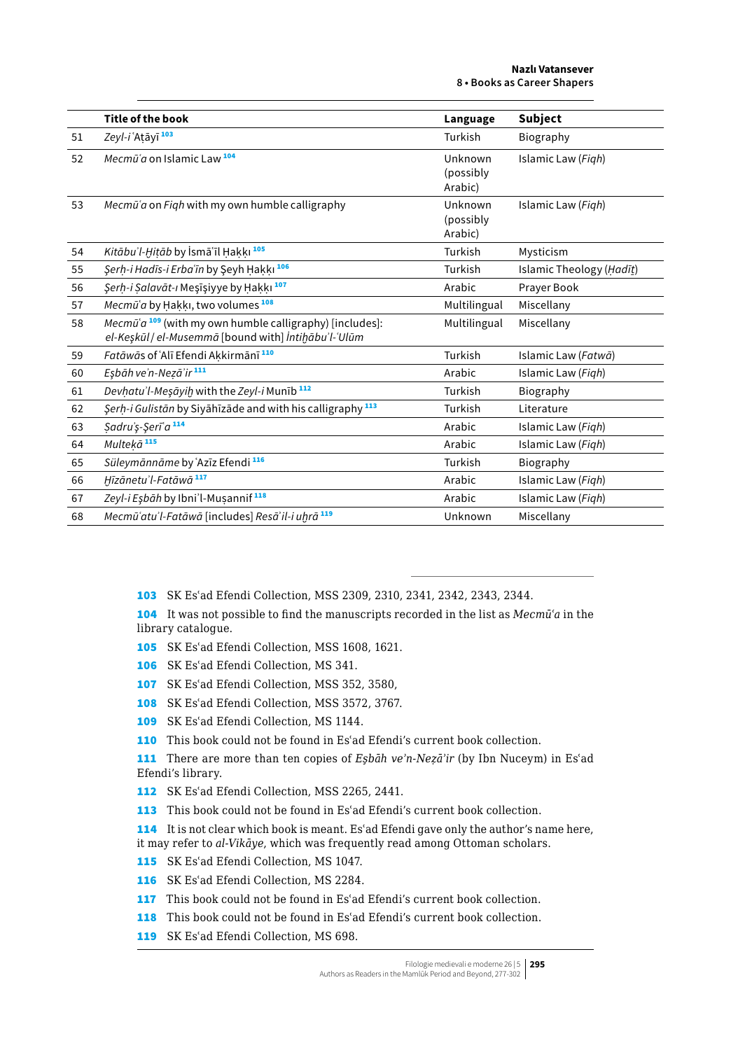| | Title of the book | Language | Subject |
|---|---|---|---|
| 51 | *Zeyl-i ʿAṭāyī* [103] | Turkish | Biography |
| 52 | *Mecmūʿa* on Islamic Law [104] | Unknown (possibly Arabic) | Islamic Law (*Fiqh*) |
| 53 | *Mecmūʿa* on *Fiqh* with my own humble calligraphy | Unknown (possibly Arabic) | Islamic Law (*Fiqh*) |
| 54 | *Kitābuʾl-Ḫiṭāb* by İsmāʿīl Ḥaḳḳı [105] | Turkish | Mysticism |
| 55 | *Şerḥ-i Hadīs-i Erbaʿīn* by Şeyh Ḥaḳḳı [106] | Turkish | Islamic Theology (*Ḥadīṯ*) |
| 56 | *Şerḥ-i Ṣalavāt-ı* Meşīşiyye by Ḥaḳḳı [107] | Arabic | Prayer Book |
| 57 | *Mecmūʿa* by Ḥaḳḳı, two volumes [108] | Multilingual | Miscellany |
| 58 | *Mecmūʿa* [109] (with my own humble calligraphy) [includes]: *el-Keşkūl* / *el-Musemmā* [bound with] *İntiḫābuʾl-ʿUlūm* | Multilingual | Miscellany |
| 59 | *Fatāwā*s of ʿAlī Efendi Aḳkirmānī [110] | Turkish | Islamic Law (*Fatwā*) |
| 60 | *Eşbāh veʾn-Neẓāʾir* [111] | Arabic | Islamic Law (*Fiqh*) |
| 61 | *Devḥatuʾl-Meşāyiḫ* with the *Zeyl-i* Munīb [112] | Turkish | Biography |
| 62 | *Şerḥ-i Gulistān* by Siyāhīzāde and with his calligraphy [113] | Turkish | Literature |
| 63 | *Ṣadruʾş-Şerīʿa* [114] | Arabic | Islamic Law (*Fiqh*) |
| 64 | *Multeḳā* [115] | Arabic | Islamic Law (*Fiqh*) |
| 65 | *Süleymānnāme* by ʿAzīz Efendi [116] | Turkish | Biography |
| 66 | *Ḫizānetuʾl-Fatāwā* [117] | Arabic | Islamic Law (*Fiqh*) |
| 67 | *Zeyl-i Eşbāh* by Ibniʾl-Muṣannif [118] | Arabic | Islamic Law (*Fiqh*) |
| 68 | *Mecmūʿatuʾl-Fatāwā* [includes] *Resāʾil-i uḫrā* [119] | Unknown | Miscellany |

103 SK Esʿad Efendi Collection, MSS 2309, 2310, 2341, 2342, 2343, 2344.

104 It was not possible to find the manuscripts recorded in the list as *Mecmūʿa* in the library catalogue.

105 SK Esʿad Efendi Collection, MSS 1608, 1621.

106 SK Esʿad Efendi Collection, MS 341.

107 SK Esʿad Efendi Collection, MSS 352, 3580,

108 SK Esʿad Efendi Collection, MSS 3572, 3767.

109 SK Esʿad Efendi Collection, MS 1144.

110 This book could not be found in Esʿad Efendi's current book collection.

111 There are more than ten copies of *Eşbāh ve'n-Neẓā'ir* (by Ibn Nuceym) in Esʿad Efendi's library.

112 SK Esʿad Efendi Collection, MSS 2265, 2441.

113 This book could not be found in Esʿad Efendi's current book collection.

114 It is not clear which book is meant. Esʿad Efendi gave only the author's name here, it may refer to *al-Vikāye*, which was frequently read among Ottoman scholars.

115 SK Esʿad Efendi Collection, MS 1047.

116 SK Esʿad Efendi Collection, MS 2284.

117 This book could not be found in Esʿad Efendi's current book collection.

118 This book could not be found in Esʿad Efendi's current book collection.

119 SK Esʿad Efendi Collection, MS 698.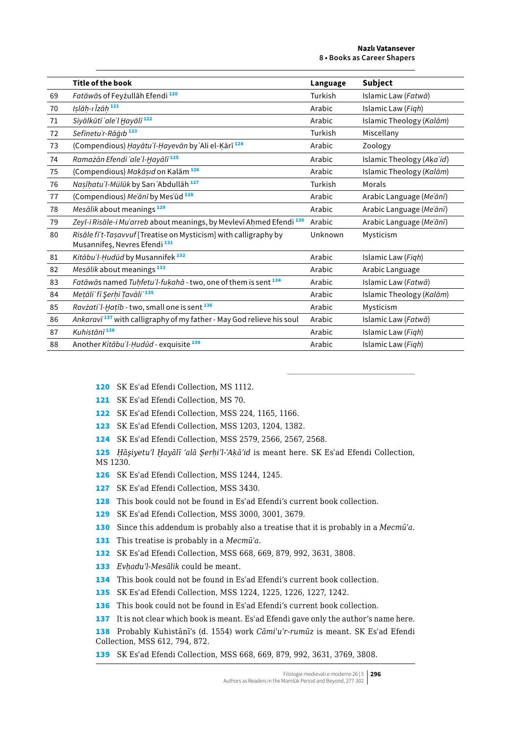| | Title of the book | Language | Subject |
|---|---|---|---|
| 69 | *Fatāwā*s of Feyżullāh Efendi [120] | Turkish | Islamic Law (*Fatwā*) |
| 70 | *Iṣlāḥ-ı Īżāḥ* [121] | Arabic | Islamic Law (*Fiqh*) |
| 71 | *Siyālkūtī ʿaleʾl Ḫayālī* [122] | Arabic | Islamic Theology (*Kalām*) |
| 72 | *Sefīnetuʾr-Rāġıb* [123] | Turkish | Miscellany |
| 73 | (Compendious) *Ḥayātuʾl-Ḥayevān* by ʿAli el-Ḳārī [124] | Arabic | Zoology |
| 74 | *Ramażān Efendi ʿaleʾl-Ḫayālī* [125] | Arabic | Islamic Theology (*Aḳaʾid*) |
| 75 | (Compendious) *Maḳāṣıd* on Kalām [126] | Arabic | Islamic Theology (*Kalām*) |
| 76 | *Naṣīḥatuʾl-Mülūk* by Sarı ʿAbdullāh [127] | Turkish | Morals |
| 77 | (Compendious) *Meʿānī* by Mesʿūd [128] | Arabic | Arabic Language (*Meʿānī*) |
| 78 | *Mesālik* about meanings [129] | Arabic | Arabic Language (*Meʿānī*) |
| 79 | *Zeyl-i Risāle-i Muʿarreb* about meanings, by Mevlevī Aḥmed Efendi [130] | Arabic | Arabic Language (*Meʿānī*) |
| 80 | *Risāle fīʾt-Taṣavvuf* [Treatise on Mysticism] with calligraphy by Musannifeş, Nevres Efendi [131] | Unknown | Mysticism |
| 81 | *Kitābuʾl-Ḥudūd* by Musannifek [132] | Arabic | Islamic Law (*Fiqh*) |
| 82 | *Mesālik* about meanings [133] | Arabic | Arabic Language |
| 83 | *Fatāwā*s named *Tuḥfetuʾl-fuḳahā* - two, one of them is sent [134] | Arabic | Islamic Law (*Fatwā*) |
| 84 | *Meṭāliʿ fī Şerḥi Ṭavāliʿ* [135] | Arabic | Islamic Theology (*Kalām*) |
| 85 | *Ravżatiʾl-Ḫaṭīb* - two, small one is sent [136] | Arabic | Mysticism |
| 86 | *Ankaravī* [137] with calligraphy of my father - May God relieve his soul | Arabic | Islamic Law (*Fatwā*) |
| 87 | *Kuhistānī* [138] | Arabic | Islamic Law (*Fiqh*) |
| 88 | Another *Kitābuʾl-Ḥudūd* - exquisite [139] | Arabic | Islamic Law (*Fiqh*) |

120 SK Esʿad Efendi Collection, MS 1112.

121 SK Esʿad Efendi Collection, MS 70.

122 SK Esʿad Efendi Collection, MSS 224, 1165, 1166.

123 SK Esʿad Efendi Collection, MSS 1203, 1204, 1382.

124 SK Esʿad Efendi Collection, MSS 2579, 2566, 2567, 2568.

125 *Ḥāşiyetuʾl Ḫayālī ʿalā Şerḥiʾl-ʿAḳāʾid* is meant here. SK Esʿad Efendi Collection, MS 1230.

126 SK Esʿad Efendi Collection, MSS 1244, 1245.

127 SK Esʿad Efendi Collection, MSS 3430.

128 This book could not be found in Esʿad Efendi's current book collection.

129 SK Esʿad Efendi Collection, MSS 3000, 3001, 3679.

130 Since this addendum is probably also a treatise that it is probably in a *Mecmūʿa*.

131 This treatise is probably in a *Mecmūʿa*.

132 SK Esʿad Efendi Collection, MSS 668, 669, 879, 992, 3631, 3808.

133 *Evḥaduʾl-Mesālik* could be meant.

134 This book could not be found in Esʿad Efendi's current book collection.

135 SK Esʿad Efendi Collection, MSS 1224, 1225, 1226, 1227, 1242.

136 This book could not be found in Esʿad Efendi's current book collection.

137 It is not clear which book is meant. Esʿad Efendi gave only the author's name here.

138 Probably Kuhistānī's (d. 1554) work *Cāmiʿuʾr-rumūz* is meant. SK Esʿad Efendi Collection, MSS 612, 794, 872.

139 SK Esʿad Efendi Collection, MSS 668, 669, 879, 992, 3631, 3769, 3808.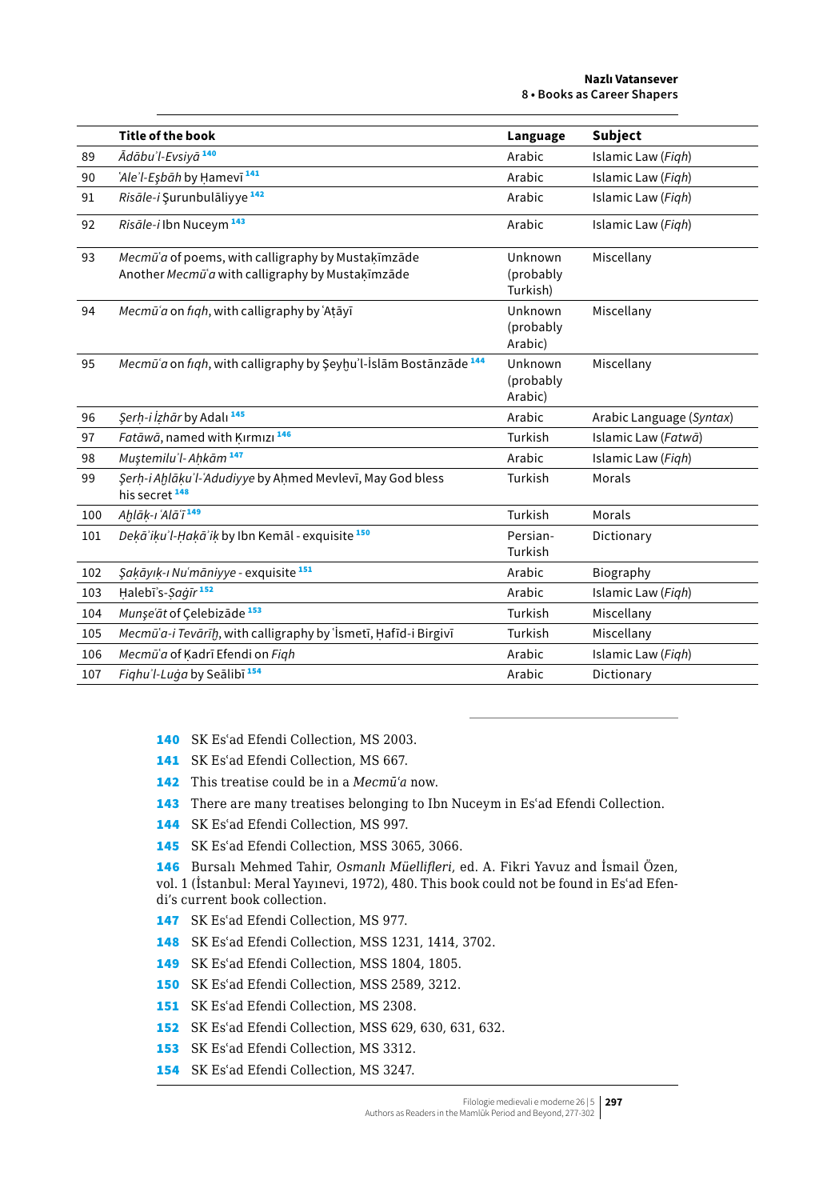|  | Title of the book | Language | Subject |
|---|---|---|---|
| 89 | *Ādābuʾl-Evsiyā* [140] | Arabic | Islamic Law (*Fiqh*) |
| 90 | *ʿAleʾl-Eşbāh* by Ḥamevī [141] | Arabic | Islamic Law (*Fiqh*) |
| 91 | *Risāle-i* Şurunbulāliyye [142] | Arabic | Islamic Law (*Fiqh*) |
| 92 | *Risāle-i* Ibn Nuceym [143] | Arabic | Islamic Law (*Fiqh*) |
| 93 | *Mecmūʿa* of poems, with calligraphy by Mustaḳīmzāde<br>Another *Mecmūʿa* with calligraphy by Mustaḳīmzāde | Unknown (probably Turkish) | Miscellany |
| 94 | *Mecmūʿa* on *fiqh*, with calligraphy by ʿAṭāyī | Unknown (probably Arabic) | Miscellany |
| 95 | *Mecmūʿa* on *fiqh*, with calligraphy by Şeyḫuʾl-İslām Bostānzāde [144] | Unknown (probably Arabic) | Miscellany |
| 96 | *Şerḥ-i İẓhār* by Adalı [145] | Arabic | Arabic Language (*Syntax*) |
| 97 | *Fatāwā*, named with Ḳırmızı [146] | Turkish | Islamic Law (*Fatwā*) |
| 98 | *Muştemiluʾl-Aḥkām* [147] | Arabic | Islamic Law (*Fiqh*) |
| 99 | *Şerḥ-i Aḫlāḳuʾl-ʿAdudiyye* by Aḥmed Mevlevī, May God bless his secret [148] | Turkish | Morals |
| 100 | *Aḫlāḳ-ı ʿAlāʾī* [149] | Turkish | Morals |
| 101 | *Deḳāʾiḳuʾl-Ḥaḳāʾiḳ* by Ibn Kemāl - exquisite [150] | Persian-Turkish | Dictionary |
| 102 | *Şaḳāyıḳ-ı Nuʿmāniyye* - exquisite [151] | Arabic | Biography |
| 103 | Ḥalebīʾs-*Ṣaġīr* [152] | Arabic | Islamic Law (*Fiqh*) |
| 104 | *Munşeʾāt* of Çelebizāde [153] | Turkish | Miscellany |
| 105 | *Mecmūʿa-i Tevārīḫ*, with calligraphy by ʿİsmetī, Ḥafīd-i Birgivī | Turkish | Miscellany |
| 106 | *Mecmūʿa* of Ḳadrī Efendi on *Fiqh* | Arabic | Islamic Law (*Fiqh*) |
| 107 | *Fiqhuʾl-Luġa* by Seālibī [154] | Arabic | Dictionary |

140 SK Esʿad Efendi Collection, MS 2003.

141 SK Esʿad Efendi Collection, MS 667.

142 This treatise could be in a *Mecmūʿa* now.

143 There are many treatises belonging to Ibn Nuceym in Esʿad Efendi Collection.

144 SK Esʿad Efendi Collection, MS 997.

145 SK Esʿad Efendi Collection, MSS 3065, 3066.

146 Bursalı Mehmed Tahir, *Osmanlı Müellifleri*, ed. A. Fikri Yavuz and İsmail Özen, vol. 1 (İstanbul: Meral Yayınevi, 1972), 480. This book could not be found in Esʿad Efendi's current book collection.

147 SK Esʿad Efendi Collection, MS 977.

148 SK Esʿad Efendi Collection, MSS 1231, 1414, 3702.

149 SK Esʿad Efendi Collection, MSS 1804, 1805.

150 SK Esʿad Efendi Collection, MSS 2589, 3212.

151 SK Esʿad Efendi Collection, MS 2308.

152 SK Esʿad Efendi Collection, MSS 629, 630, 631, 632.

153 SK Esʿad Efendi Collection, MS 3312.

154 SK Esʿad Efendi Collection, MS 3247.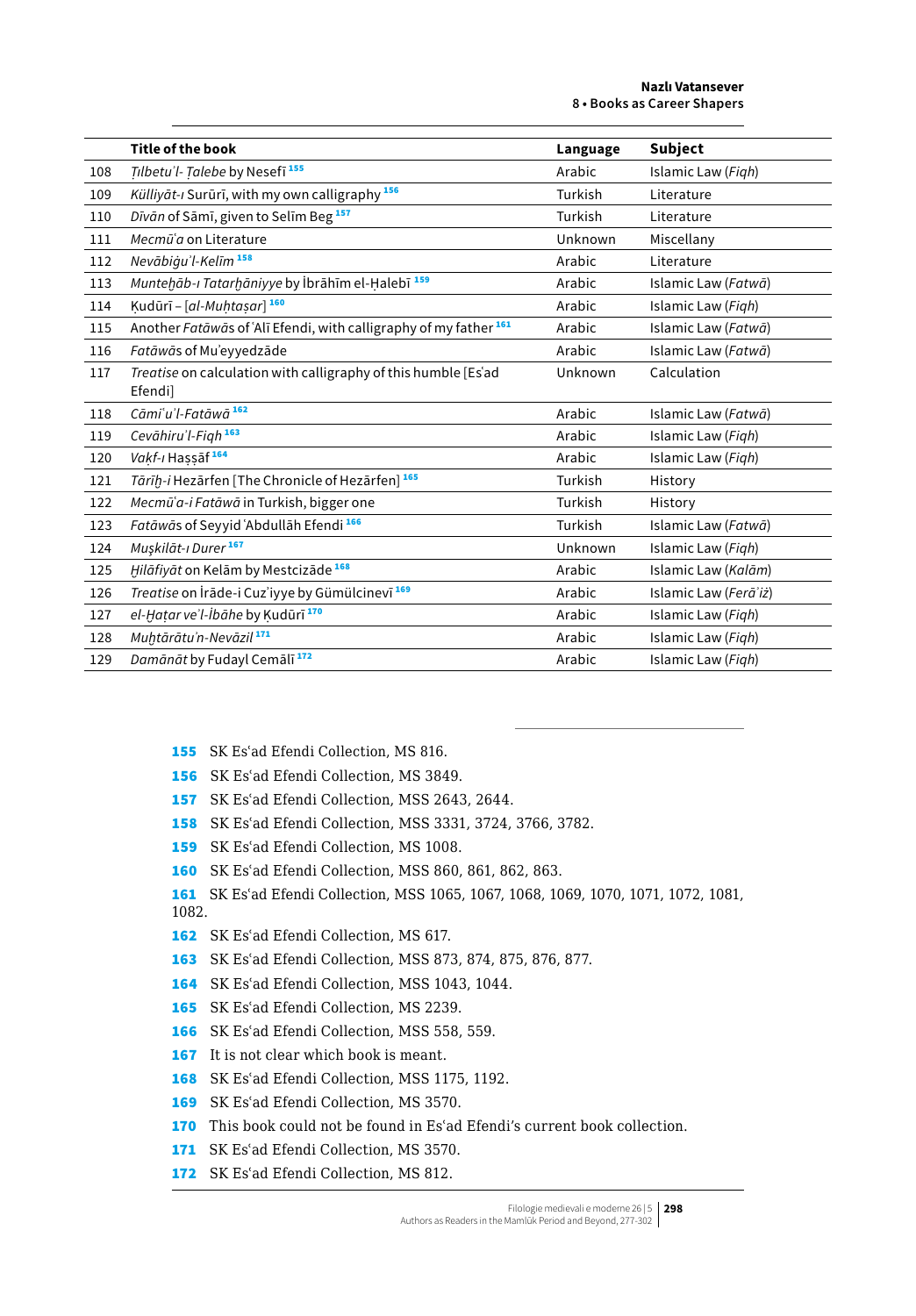| | Title of the book | Language | Subject |
|---|---|---|---|
| 108 | *Ṭılbetu'l- Ṭalebe* by Nesefī [155] | Arabic | Islamic Law (*Fiqh*) |
| 109 | *Külliyāt-ı* Surūrī, with my own calligraphy [156] | Turkish | Literature |
| 110 | *Dīvān* of Sāmī, given to Selīm Beg [157] | Turkish | Literature |
| 111 | *Mecmūʿa* on Literature | Unknown | Miscellany |
| 112 | *Nevābiġu'l-Kelīm* [158] | Arabic | Literature |
| 113 | *Munteḫāb-ı Tatarḫāniyye* by İbrāhīm el-Ḥalebī [159] | Arabic | Islamic Law (*Fatwā*) |
| 114 | Ḳudūrī – [*al-Muḫtaṣar*] [160] | Arabic | Islamic Law (*Fiqh*) |
| 115 | Another *Fatāwā*s of ʿAlī Efendi, with calligraphy of my father [161] | Arabic | Islamic Law (*Fatwā*) |
| 116 | *Fatāwā*s of Muʿeyyedzāde | Arabic | Islamic Law (*Fatwā*) |
| 117 | *Treatise* on calculation with calligraphy of this humble [Esʿad Efendi] | Unknown | Calculation |
| 118 | *Cāmiʿu'l-Fatāwā* [162] | Arabic | Islamic Law (*Fatwā*) |
| 119 | *Cevāhiru'l-Fiqh* [163] | Arabic | Islamic Law (*Fiqh*) |
| 120 | *Vaḳf-ı* Ḫaṣṣāf [164] | Arabic | Islamic Law (*Fiqh*) |
| 121 | *Tārīḫ-i* Hezārfen [The Chronicle of Hezārfen] [165] | Turkish | History |
| 122 | *Mecmūʿa-i Fatāwā* in Turkish, bigger one | Turkish | History |
| 123 | *Fatāwā*s of Seyyid ʿAbdullāh Efendi [166] | Turkish | Islamic Law (*Fatwā*) |
| 124 | *Muşkilāt-ı Durer* [167] | Unknown | Islamic Law (*Fiqh*) |
| 125 | *Ḫilāfiyāt* on Kelām by Mestcizāde [168] | Arabic | Islamic Law (*Kalām*) |
| 126 | *Treatise* on İrāde-i Cuzʾiyye by Gümülcinevī [169] | Arabic | Islamic Law (*Ferāʾiż*) |
| 127 | *el-Ḥaṭar ve'l-İbāhe* by Ḳudūrī [170] | Arabic | Islamic Law (*Fiqh*) |
| 128 | *Muḫtārātu'n-Nevāzil* [171] | Arabic | Islamic Law (*Fiqh*) |
| 129 | *Damānāt* by Fudayl Cemālī [172] | Arabic | Islamic Law (*Fiqh*) |

155 SK Esʿad Efendi Collection, MS 816.

156 SK Esʿad Efendi Collection, MS 3849.

157 SK Esʿad Efendi Collection, MSS 2643, 2644.

158 SK Esʿad Efendi Collection, MSS 3331, 3724, 3766, 3782.

159 SK Esʿad Efendi Collection, MS 1008.

160 SK Esʿad Efendi Collection, MSS 860, 861, 862, 863.

161 SK Esʿad Efendi Collection, MSS 1065, 1067, 1068, 1069, 1070, 1071, 1072, 1081, 1082.

162 SK Esʿad Efendi Collection, MS 617.

163 SK Esʿad Efendi Collection, MSS 873, 874, 875, 876, 877.

164 SK Esʿad Efendi Collection, MSS 1043, 1044.

165 SK Esʿad Efendi Collection, MS 2239.

166 SK Esʿad Efendi Collection, MSS 558, 559.

167 It is not clear which book is meant.

168 SK Esʿad Efendi Collection, MSS 1175, 1192.

169 SK Esʿad Efendi Collection, MS 3570.

170 This book could not be found in Esʿad Efendi's current book collection.

171 SK Esʿad Efendi Collection, MS 3570.

172 SK Esʿad Efendi Collection, MS 812.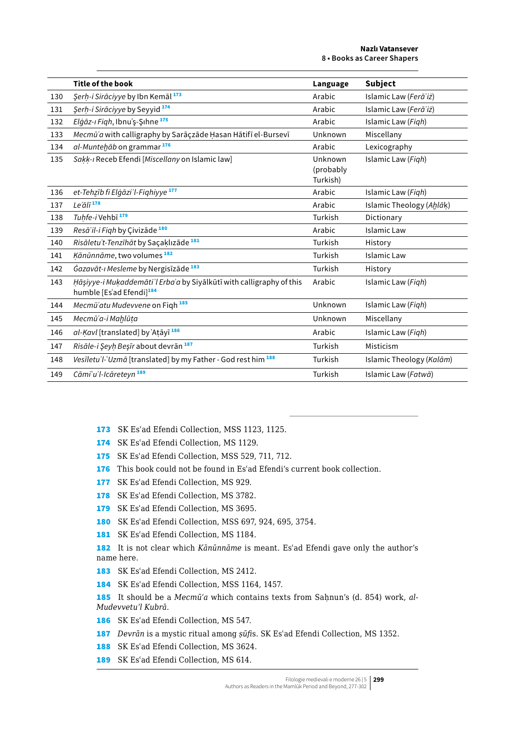| | Title of the book | Language | Subject |
|---|---|---|---|
| 130 | *Şerḥ-i Sirāciyye* by Ibn Kemāl [173] | Arabic | Islamic Law (*Ferāʾiż*) |
| 131 | *Şerḥ-i Sirāciyye* by Seyyid [174] | Arabic | Islamic Law (*Ferāʾiż*) |
| 132 | *Elġāz-ı Fiqh*, Ibnuʾş-Şıhne [175] | Arabic | Islamic Law (*Fiqh*) |
| 133 | *Mecmūʿa* with calligraphy by Sarāçzāde Ḥasan Hātifī el-Bursevī | Unknown | Miscellany |
| 134 | *al-Munteḫāb* on grammar [176] | Arabic | Lexicography |
| 135 | *Saḳḳ-ı* Receb Efendi [*Miscellany* on Islamic law] | Unknown (probably Turkish) | Islamic Law (*Fiqh*) |
| 136 | *et-Tehẕīb fi Elġāziʾl-Fiqhiyye* [177] | Arabic | Islamic Law (*Fiqh*) |
| 137 | *Leʾālī* [178] | Arabic | Islamic Theology (*Aḫlāḳ*) |
| 138 | *Tuḥfe-i* Vehbī [179] | Turkish | Dictionary |
| 139 | *Resāʾil-i Fiqh* by Çivizāde [180] | Arabic | Islamic Law |
| 140 | *Risāletuʾt-Tenzīhāt* by Saçaḳlızāde [181] | Turkish | History |
| 141 | *Ḳānūnnāme*, two volumes [182] | Turkish | Islamic Law |
| 142 | *Ġazavāt-ı Mesleme* by Nergisīzāde [183] | Turkish | History |
| 143 | *Ḥāşiyye-i Muḳaddemātiʾl Erbaʿa* by Siyālkūtī with calligraphy of this humble [Esʿad Efendi][184] | Arabic | Islamic Law (*Fiqh*) |
| 144 | *Mecmūʿatu Mudevvene* on Fiqh [185] | Unknown | Islamic Law (*Fiqh*) |
| 145 | *Mecmūʿa-i Maḫlūṭa* | Unknown | Miscellany |
| 146 | *al-Ḳavl* [translated] by ʿAṭāyī [186] | Arabic | Islamic Law (*Fiqh*) |
| 147 | *Risāle-i Şeyḫ Beşīr* about devrān [187] | Turkish | Misticism |
| 148 | *Vesīletuʾl-ʿUzmā* [translated] by my Father - God rest him [188] | Turkish | Islamic Theology (*Kalām*) |
| 149 | *Cāmiʿuʾl-Icāreteyn* [189] | Turkish | Islamic Law (*Fatwā*) |

173 SK Esʿad Efendi Collection, MSS 1123, 1125.

174 SK Esʿad Efendi Collection, MS 1129.

175 SK Esʿad Efendi Collection, MSS 529, 711, 712.

176 This book could not be found in Esʿad Efendi's current book collection.

177 SK Esʿad Efendi Collection, MS 929.

178 SK Esʿad Efendi Collection, MS 3782.

179 SK Esʿad Efendi Collection, MS 3695.

180 SK Esʿad Efendi Collection, MSS 697, 924, 695, 3754.

181 SK Esʿad Efendi Collection, MS 1184.

182 It is not clear which *Kānūnnāme* is meant. Esʿad Efendi gave only the author's name here.

183 SK Esʿad Efendi Collection, MS 2412.

184 SK Esʿad Efendi Collection, MSS 1164, 1457.

185 It should be a *Mecmūʿa* which contains texts from Saḥnun's (d. 854) work, *al-Mudevvetu'l Kubrā*.

186 SK Esʿad Efendi Collection, MS 547.

187 *Devrān* is a mystic ritual among *ṣūfi*s. SK Esʿad Efendi Collection, MS 1352.

188 SK Esʿad Efendi Collection, MS 3624.

189 SK Esʿad Efendi Collection, MS 614.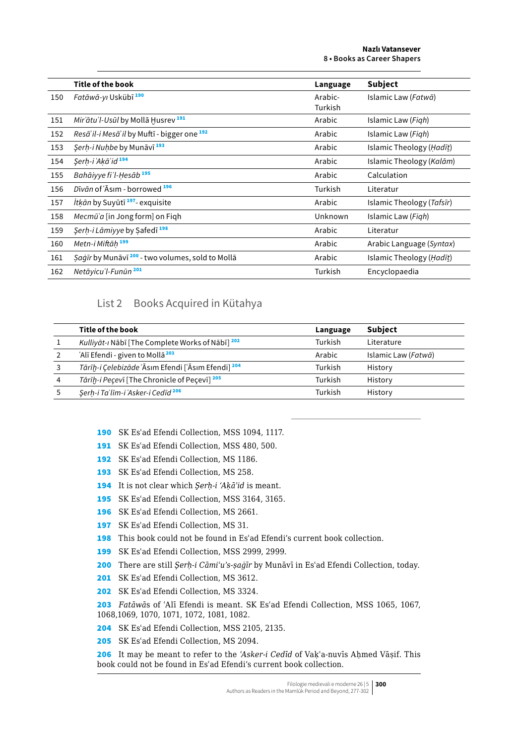| | Title of the book | Language | Subject |
|---|---|---|---|
| 150 | *Fatāwā-yı* Uskübī [190] | Arabic-Turkish | Islamic Law (*Fatwā*) |
| 151 | *Mirʾātuʾl-Usūl* by Mollā Ḫusrev [191] | Arabic | Islamic Law (*Fiqh*) |
| 152 | *Resāʾil-i Mesāʾil* by Muftī - bigger one [192] | Arabic | Islamic Law (*Fiqh*) |
| 153 | *Şerḥ-i Nuḫbe* by Munāvī [193] | Arabic | Islamic Theology (*Ḥadīṯ*) |
| 154 | *Şerḥ-i ʿAḳāʾid* [194] | Arabic | Islamic Theology (*Kalām*) |
| 155 | *Bahāiyye fiʾl-Ḥesāb* [195] | Arabic | Calculation |
| 156 | *Dīvān* of ʿĀsım - borrowed [196] | Turkish | Literatur |
| 157 | *İtḳān* by Suyūtī [197] - exquisite | Arabic | Islamic Theology (*Tafsīr*) |
| 158 | *Mecmūʿa* [in Jong form] on Fiqh | Unknown | Islamic Law (*Fiqh*) |
| 159 | *Şerḥ-i Lāmiyye* by Ṣafedī [198] | Arabic | Literatur |
| 160 | *Metn-i Miftāḥ* [199] | Arabic | Arabic Language (*Syntax*) |
| 161 | *Ṣaġīr* by Munāvī [200] - two volumes, sold to Mollā | Arabic | Islamic Theology (*Ḥadīṯ*) |
| 162 | *Netāyicuʾl-Funūn* [201] | Turkish | Encyclopaedia |

## List 2 Books Acquired in Kütahya

| | Title of the book | Language | Subject |
|---|---|---|---|
| 1 | *Kulliyāt-ı* Nābī [The Complete Works of Nābī] [202] | Turkish | Literature |
| 2 | ʿAlī Efendi - given to Mollā [203] | Arabic | Islamic Law (*Fatwā*) |
| 3 | *Tārīḫ-i Çelebizāde* ʿĀsım Efendi [ʿĀsım Efendi] [204] | Turkish | History |
| 4 | *Tārīḫ-i Peçevī* [The Chronicle of Peçevī] [205] | Turkish | History |
| 5 | *Şerḥ-i Taʿlīm-i ʿAsker-i Cedīd* [206] | Turkish | History |

190 SK Esʿad Efendi Collection, MSS 1094, 1117.

191 SK Esʿad Efendi Collection, MSS 480, 500.

192 SK Esʿad Efendi Collection, MS 1186.

193 SK Esʿad Efendi Collection, MS 258.

194 It is not clear which *Şerḥ-i ʿAḳāʾid* is meant.

195 SK Esʿad Efendi Collection, MSS 3164, 3165.

196 SK Esʿad Efendi Collection, MS 2661.

197 SK Esʿad Efendi Collection, MS 31.

198 This book could not be found in Esʿad Efendi's current book collection.

199 SK Esʿad Efendi Collection, MSS 2999, 2999.

200 There are still *Şerḥ-i Cāmiʿuʾs-ṣaġīr* by Munāvī in Esʿad Efendi Collection, today.

201 SK Esʿad Efendi Collection, MS 3612.

202 SK Esʿad Efendi Collection, MS 3324.

203 *Fatāwā*s of ʿAlī Efendi is meant. SK Esʿad Efendi Collection, MSS 1065, 1067, 1068,1069, 1070, 1071, 1072, 1081, 1082.

204 SK Esʿad Efendi Collection, MSS 2105, 2135.

205 SK Esʿad Efendi Collection, MS 2094.

206 It may be meant to refer to the *ʿAsker-i Cedīd* of Vaḳʿa-nuvīs Aḥmed Vāṣif. This book could not be found in Esʿad Efendi's current book collection.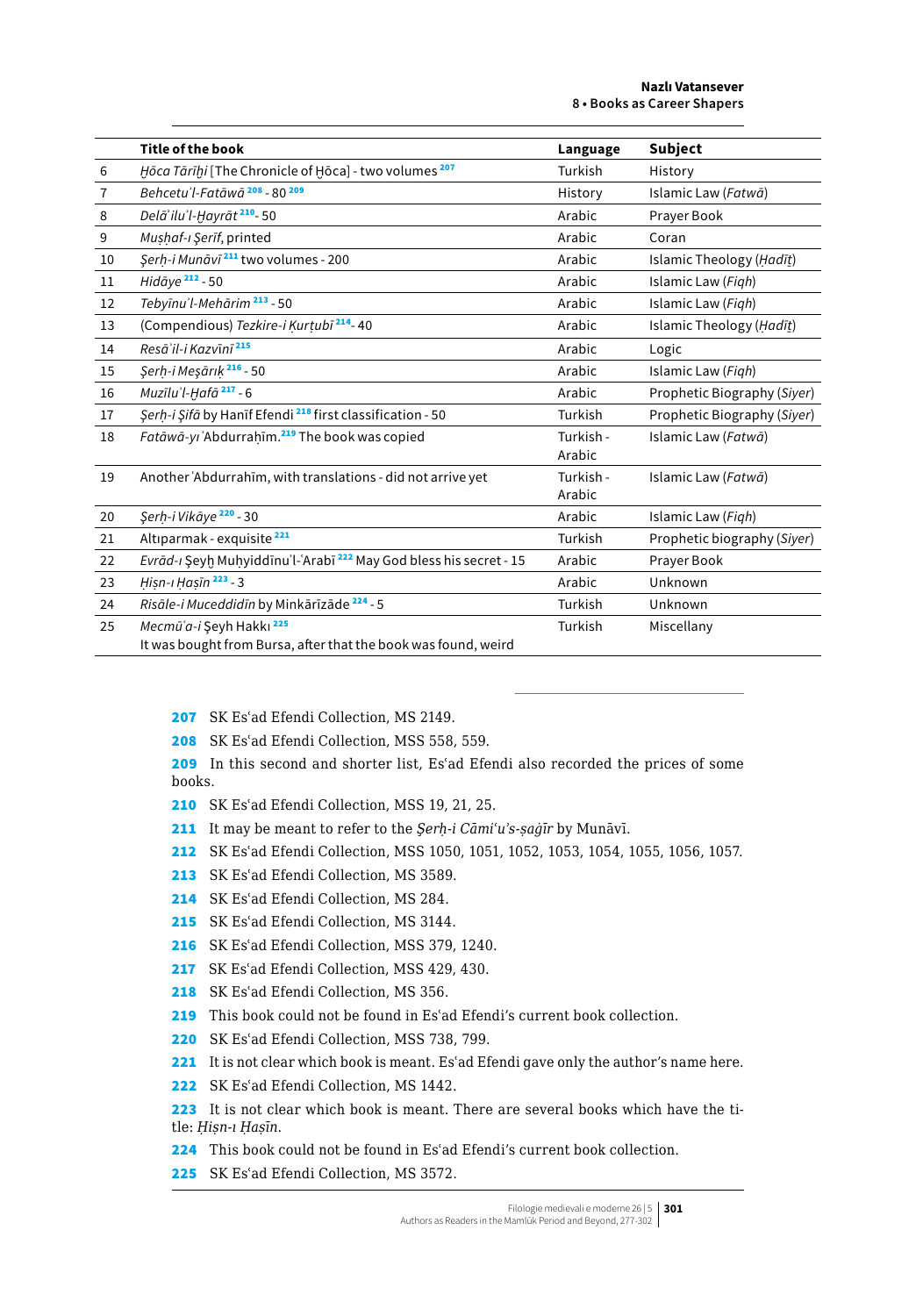| | Title of the book | Language | Subject |
|---|---|---|---|
| 6 | *Ḫōca Tārīḫi* [The Chronicle of Ḫōca] - two volumes [207] | Turkish | History |
| 7 | *Behcetuʾl-Fatāwā* [208] - 80 [209] | History | Islamic Law (*Fatwā*) |
| 8 | *Delāʾiluʾl-Ḫayrāt* [210] - 50 | Arabic | Prayer Book |
| 9 | *Muṣḥaf-ı Şerīf*, printed | Arabic | Coran |
| 10 | *Şerḥ-i Munāvī* [211] two volumes - 200 | Arabic | Islamic Theology (*Ḥadīṯ*) |
| 11 | *Hidāye* [212] - 50 | Arabic | Islamic Law (*Fiqh*) |
| 12 | *Tebyīnuʾl-Mehārim* [213] - 50 | Arabic | Islamic Law (*Fiqh*) |
| 13 | (Compendious) *Tezkire-i Ḳurṭubī* [214] - 40 | Arabic | Islamic Theology (*Ḥadīṯ*) |
| 14 | *Resāʾil-i Kazvīnī* [215] | Arabic | Logic |
| 15 | *Şerḥ-i Meşārıḳ* [216] - 50 | Arabic | Islamic Law (*Fiqh*) |
| 16 | *Muzīluʾl-Ḫafā* [217] - 6 | Arabic | Prophetic Biography (*Siyer*) |
| 17 | *Şerḥ-i Şifā* by Hanīf Efendi [218] first classification - 50 | Turkish | Prophetic Biography (*Siyer*) |
| 18 | *Fatāwā-yı ʿAbdurraḥīm*.[219] The book was copied | Turkish - Arabic | Islamic Law (*Fatwā*) |
| 19 | Another ʿAbdurrahīm, with translations - did not arrive yet | Turkish - Arabic | Islamic Law (*Fatwā*) |
| 20 | *Şerḥ-i Vikāye* [220] - 30 | Arabic | Islamic Law (*Fiqh*) |
| 21 | Altıparmak - exquisite [221] | Turkish | Prophetic biography (*Siyer*) |
| 22 | *Evrād-ı* Şeyḫ Muḥyiddīnuʾl-ʿArabī [222] May God bless his secret - 15 | Arabic | Prayer Book |
| 23 | *Ḥiṣn-ı Ḥaṣīn* [223] - 3 | Arabic | Unknown |
| 24 | *Risāle-i Muceddidīn* by Minkārīzāde [224] - 5 | Turkish | Unknown |
| 25 | *Mecmūʿa-i* Şeyh Hakkı [225] It was bought from Bursa, after that the book was found, weird | Turkish | Miscellany |

207 SK Esʿad Efendi Collection, MS 2149.

208 SK Esʿad Efendi Collection, MSS 558, 559.

209 In this second and shorter list, Esʿad Efendi also recorded the prices of some books.

210 SK Esʿad Efendi Collection, MSS 19, 21, 25.

211 It may be meant to refer to the *Şerḥ-i Cāmiʿuʾs-ṣaġīr* by Munāvī.

212 SK Esʿad Efendi Collection, MSS 1050, 1051, 1052, 1053, 1054, 1055, 1056, 1057.

213 SK Esʿad Efendi Collection, MS 3589.

214 SK Esʿad Efendi Collection, MS 284.

215 SK Esʿad Efendi Collection, MS 3144.

216 SK Esʿad Efendi Collection, MSS 379, 1240.

217 SK Esʿad Efendi Collection, MSS 429, 430.

218 SK Esʿad Efendi Collection, MS 356.

219 This book could not be found in Esʿad Efendi's current book collection.

220 SK Esʿad Efendi Collection, MSS 738, 799.

221 It is not clear which book is meant. Esʿad Efendi gave only the author's name here.

222 SK Esʿad Efendi Collection, MS 1442.

223 It is not clear which book is meant. There are several books which have the title: *Ḥiṣn-ı Ḥaṣīn*.

224 This book could not be found in Esʿad Efendi's current book collection.

225 SK Esʿad Efendi Collection, MS 3572.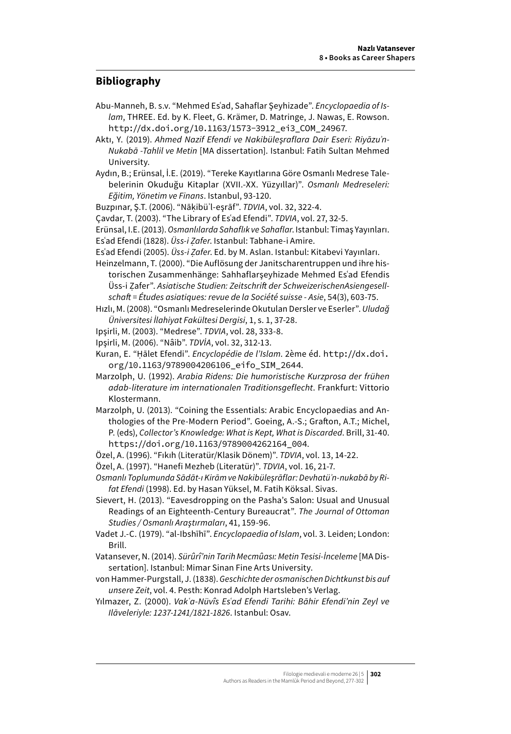## Bibliography

Abu-Manneh, B. s.v. “Mehmed Esʿad, Sahaflar Şeyhizade”. *Encyclopaedia of Islam*, THREE. Ed. by K. Fleet, G. Krämer, D. Matringe, J. Nawas, E. Rowson. http://dx.doi.org/10.1163/1573-3912_ei3_COM_24967.

Aktı, Y. (2019). *Ahmed Nazif Efendi ve Nakibüleşraflara Dair Eseri: Riyāzuʾn-Nukabā -Tahlil ve Metin* [MA dissertation]. Istanbul: Fatih Sultan Mehmed University.

Aydın, B.; Erünsal, İ.E. (2019). “Tereke Kayıtlarına Göre Osmanlı Medrese Talebelerinin Okuduğu Kitaplar (XVII.-XX. Yüzyıllar)”. *Osmanlı Medreseleri: Eğitim, Yönetim ve Finans*. Istanbul, 93-120.

Buzpınar, Ş.T. (2006). “Nāḳibüʾl-eşrāf”. *TDVIA*, vol. 32, 322-4.

Çavdar, T. (2003). “The Library of Esʿad Efendi”. *TDVIA*, vol. 27, 32-5.

Erünsal, I.E. (2013). *Osmanlılarda Sahaflık ve Sahaflar*. Istanbul: Timaş Yayınları.

Esʿad Efendi (1828). *Üss-i Ẓafer*. Istanbul: Tabhane-i Amire.

Esʿad Efendi (2005). *Üss-i Ẓafer*. Ed. by M. Aslan. Istanbul: Kitabevi Yayınları.

Heinzelmann, T. (2000). “Die Auflösung der Janitscharentruppen und ihre historischen Zusammenhänge: Sahhaflarşeyhizade Mehmed Esʿad Efendis Üss-i Ẓafer”. *Asiatische Studien: Zeitschrift der SchweizerischenAsiengesellschaft = Études asiatiques: revue de la Société suisse - Asie*, 54(3), 603-75.

Hızlı, M. (2008). “Osmanlı Medreselerinde Okutulan Dersler ve Eserler”. *Uludağ Üniversitesi İlahiyat Fakültesi Dergisi*, 1, s. 1, 37-28.

Ipşirli, M. (2003). “Medrese”. *TDVIA*, vol. 28, 333-8.

Ipşirli, M. (2006). “Nâib”. *TDVİA*, vol. 32, 312-13.

Kuran, E. “Ḥālet Efendi”. *Encyclopédie de l’Islam*. 2ème éd. http://dx.doi.org/10.1163/9789004206106_eifo_SIM_2644.

Marzolph, U. (1992). *Arabia Ridens: Die humoristische Kurzprosa der frühen adab-literature im internationalen Traditionsgeflecht*. Frankfurt: Vittorio Klostermann.

Marzolph, U. (2013). “Coining the Essentials: Arabic Encyclopaedias and Anthologies of the Pre-Modern Period”. Goeing, A.-S.; Grafton, A.T.; Michel, P. (eds), *Collector’s Knowledge: What is Kept, What is Discarded*. Brill, 31-40. https://doi.org/10.1163/9789004262164_004.

Özel, A. (1996). “Fıkıh (Literatür/Klasik Dönem)”. *TDVIA*, vol. 13, 14-22.

Özel, A. (1997). “Hanefi Mezheb (Literatür)”. *TDVIA*, vol. 16, 21-7.

*Osmanlı Toplumunda Sādāt-ı Kirām ve Nakibüleşrāflar: Devhatüʾn-nukabā by Rifat Efendi* (1998). Ed. by Hasan Yüksel, M. Fatih Köksal. Sivas.

Sievert, H. (2013). “Eavesdropping on the Pasha’s Salon: Usual and Unusual Readings of an Eighteenth-Century Bureaucrat”. *The Journal of Ottoman Studies / Osmanlı Araştırmaları*, 41, 159-96.

Vadet J.-C. (1979). “al-Ibshīhī”. *Encyclopaedia of Islam*, vol. 3. Leiden; London: Brill.

Vatansever, N. (2014). *Sürûrî’nin Tarih Mecmûası: Metin Tesisi-İnceleme* [MA Dissertation]. Istanbul: Mimar Sinan Fine Arts University.

von Hammer-Purgstall, J. (1838). *Geschichte der osmanischen Dichtkunst bis auf unsere Zeit*, vol. 4. Pesth: Konrad Adolph Hartsleben’s Verlag.

Yılmazer, Z. (2000). *Vakʿa-Nüvîs Esʿad Efendi Tarihi: Bāhir Efendi’nin Zeyl ve Ilāveleriyle: 1237-1241/1821-1826*. Istanbul: Osav.